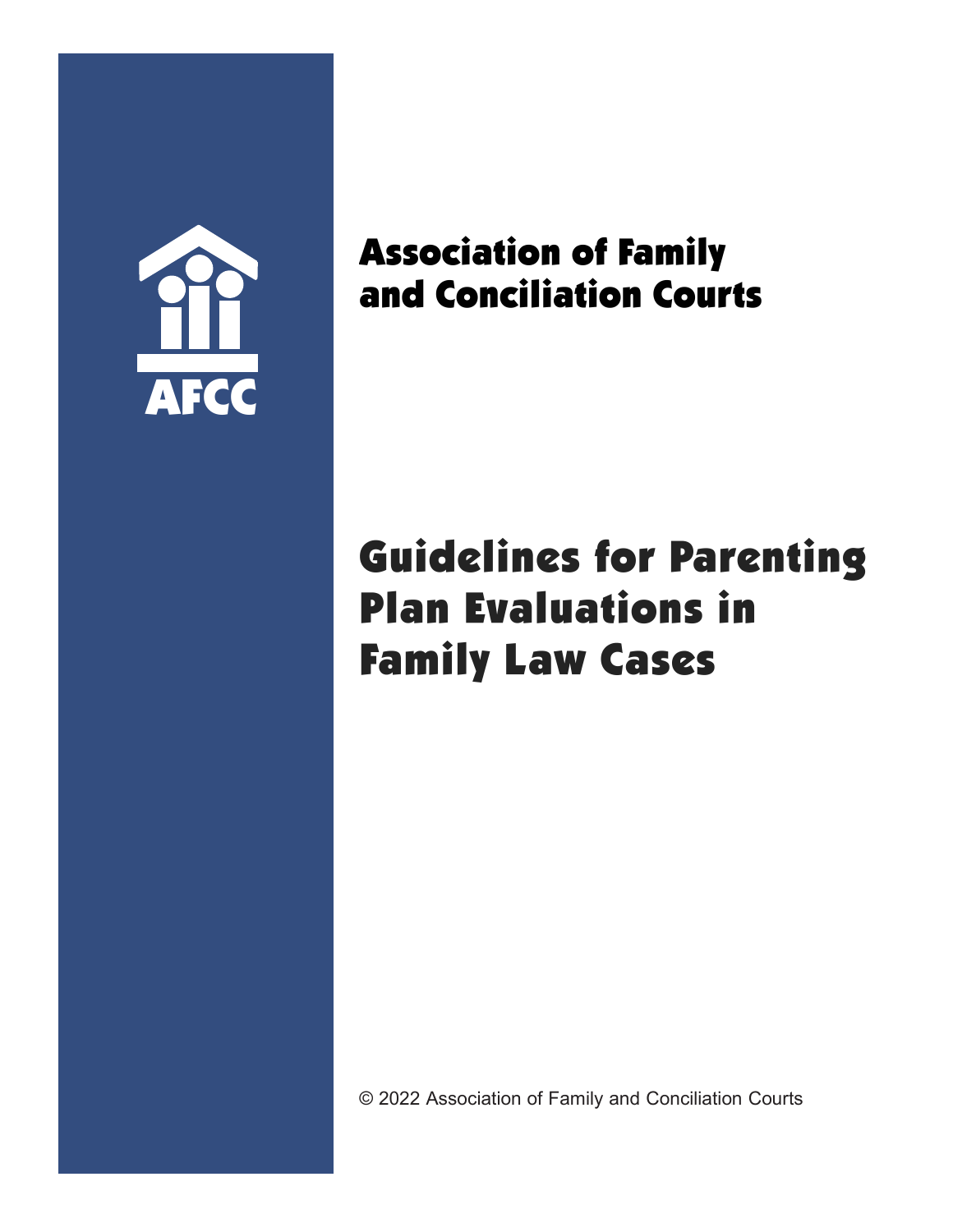AFCC

## Association of Family and Conciliation Courts

# Guidelines for Parenting Plan Evaluations in Family Law Cases

© 2022 Association of Family and Conciliation Courts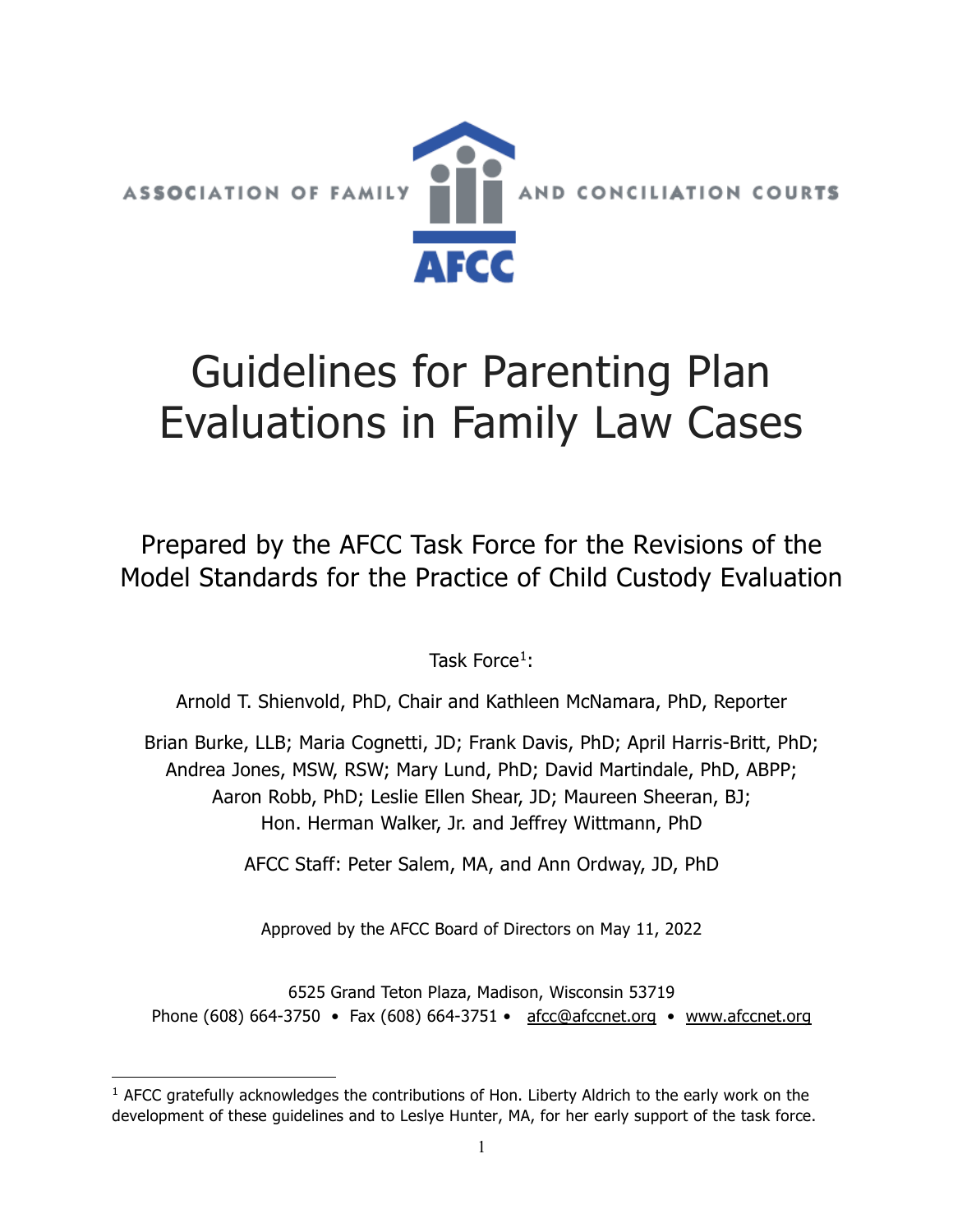ASSOCIATION OF FAMILY AND CONCILIATION COURTS

AFCC

# Guidelines for Parenting Plan Evaluations in Family Law Cases

## Prepared by the AFCC Task Force for the Revisions of the Model Standards for the Practice of Child Custody Evaluation

Task Force[1]:

Arnold T. Shienvold, PhD, Chair and Kathleen McNamara, PhD, Reporter

Brian Burke, LLB; Maria Cognetti, JD; Frank Davis, PhD; April Harris-Britt, PhD; Andrea Jones, MSW, RSW; Mary Lund, PhD; David Martindale, PhD, ABPP; Aaron Robb, PhD; Leslie Ellen Shear, JD; Maureen Sheeran, BJ; Hon. Herman Walker, Jr. and Jeffrey Wittmann, PhD

AFCC Staff: Peter Salem, MA, and Ann Ordway, JD, PhD

Approved by the AFCC Board of Directors on May 11, 2022

6525 Grand Teton Plaza, Madison, Wisconsin 53719
Phone (608) 664-3750 • Fax (608) 664-3751 • afcc@afccnet.org • www.afccnet.org

[1] AFCC gratefully acknowledges the contributions of Hon. Liberty Aldrich to the early work on the development of these guidelines and to Leslye Hunter, MA, for her early support of the task force.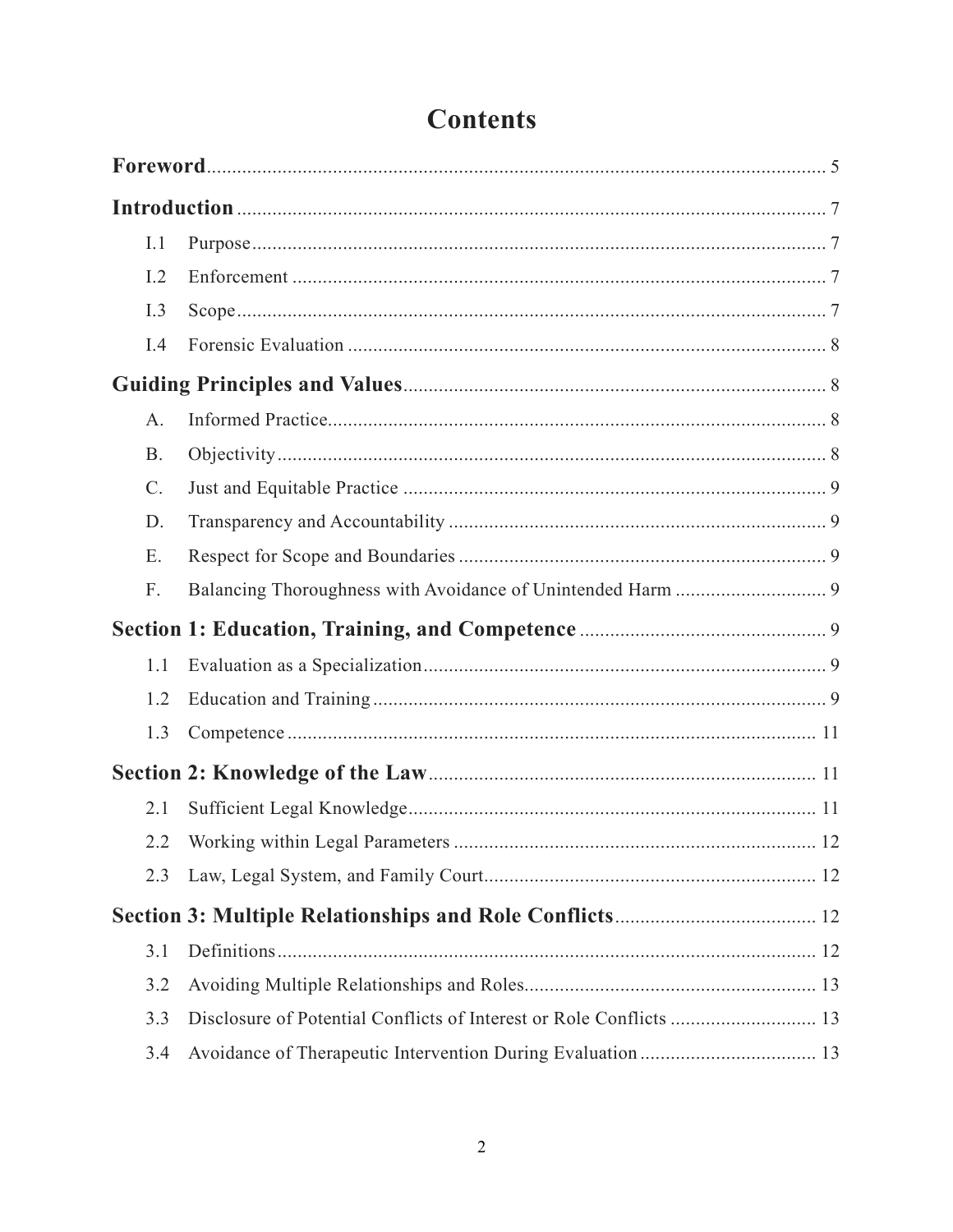# Contents

| | | |
|---|---|---|
| **Foreword** | | 5 |
| **Introduction** | | 7 |
| I.1 | Purpose | 7 |
| I.2 | Enforcement | 7 |
| I.3 | Scope | 7 |
| I.4 | Forensic Evaluation | 8 |
| **Guiding Principles and Values** | | 8 |
| A. | Informed Practice | 8 |
| B. | Objectivity | 8 |
| C. | Just and Equitable Practice | 9 |
| D. | Transparency and Accountability | 9 |
| E. | Respect for Scope and Boundaries | 9 |
| F. | Balancing Thoroughness with Avoidance of Unintended Harm | 9 |
| **Section 1: Education, Training, and Competence** | | 9 |
| 1.1 | Evaluation as a Specialization | 9 |
| 1.2 | Education and Training | 9 |
| 1.3 | Competence | 11 |
| **Section 2: Knowledge of the Law** | | 11 |
| 2.1 | Sufficient Legal Knowledge | 11 |
| 2.2 | Working within Legal Parameters | 12 |
| 2.3 | Law, Legal System, and Family Court | 12 |
| **Section 3: Multiple Relationships and Role Conflicts** | | 12 |
| 3.1 | Definitions | 12 |
| 3.2 | Avoiding Multiple Relationships and Roles | 13 |
| 3.3 | Disclosure of Potential Conflicts of Interest or Role Conflicts | 13 |
| 3.4 | Avoidance of Therapeutic Intervention During Evaluation | 13 |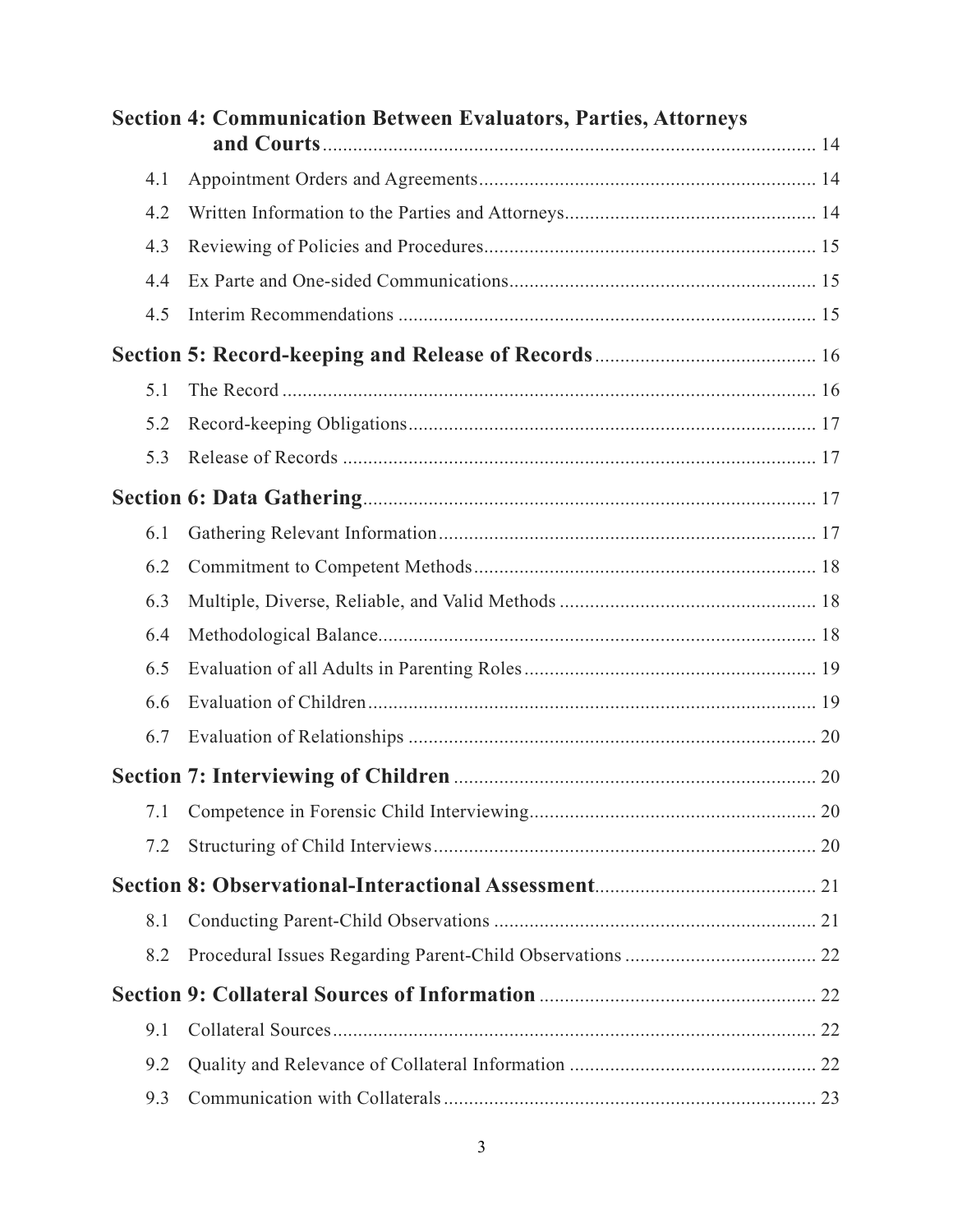**Section 4: Communication Between Evaluators, Parties, Attorneys and Courts** .......... 14

4.1 Appointment Orders and Agreements .......... 14

4.2 Written Information to the Parties and Attorneys .......... 14

4.3 Reviewing of Policies and Procedures .......... 15

4.4 Ex Parte and One-sided Communications .......... 15

4.5 Interim Recommendations .......... 15

**Section 5: Record-keeping and Release of Records** .......... 16

5.1 The Record .......... 16

5.2 Record-keeping Obligations .......... 17

5.3 Release of Records .......... 17

**Section 6: Data Gathering** .......... 17

6.1 Gathering Relevant Information .......... 17

6.2 Commitment to Competent Methods .......... 18

6.3 Multiple, Diverse, Reliable, and Valid Methods .......... 18

6.4 Methodological Balance .......... 18

6.5 Evaluation of all Adults in Parenting Roles .......... 19

6.6 Evaluation of Children .......... 19

6.7 Evaluation of Relationships .......... 20

**Section 7: Interviewing of Children** .......... 20

7.1 Competence in Forensic Child Interviewing .......... 20

7.2 Structuring of Child Interviews .......... 20

**Section 8: Observational-Interactional Assessment** .......... 21

8.1 Conducting Parent-Child Observations .......... 21

8.2 Procedural Issues Regarding Parent-Child Observations .......... 22

**Section 9: Collateral Sources of Information** .......... 22

9.1 Collateral Sources .......... 22

9.2 Quality and Relevance of Collateral Information .......... 22

9.3 Communication with Collaterals .......... 23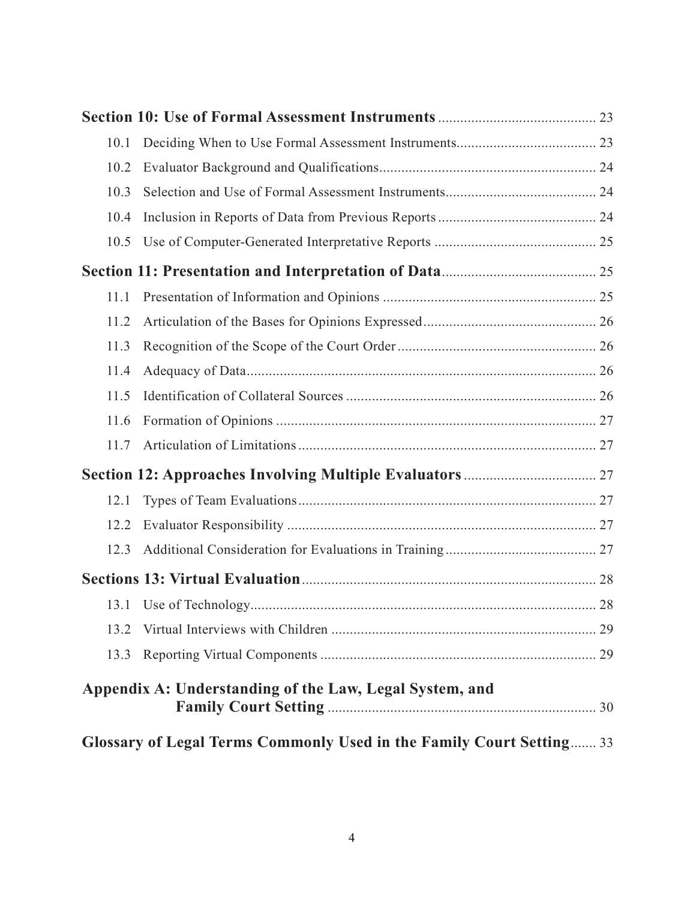**Section 10: Use of Formal Assessment Instruments** .......................................... 23

- 10.1 Deciding When to Use Formal Assessment Instruments...................................... 23
- 10.2 Evaluator Background and Qualifications........................................................... 24
- 10.3 Selection and Use of Formal Assessment Instruments......................................... 24
- 10.4 Inclusion in Reports of Data from Previous Reports ........................................... 24
- 10.5 Use of Computer-Generated Interpretative Reports ............................................ 25

**Section 11: Presentation and Interpretation of Data**.......................................... 25

- 11.1 Presentation of Information and Opinions .......................................................... 25
- 11.2 Articulation of the Bases for Opinions Expressed............................................... 26
- 11.3 Recognition of the Scope of the Court Order...................................................... 26
- 11.4 Adequacy of Data............................................................................................... 26
- 11.5 Identification of Collateral Sources .................................................................... 26
- 11.6 Formation of Opinions ....................................................................................... 27
- 11.7 Articulation of Limitations................................................................................. 27

**Section 12: Approaches Involving Multiple Evaluators** ................................... 27

- 12.1 Types of Team Evaluations................................................................................. 27
- 12.2 Evaluator Responsibility .................................................................................... 27
- 12.3 Additional Consideration for Evaluations in Training......................................... 27

**Sections 13: Virtual Evaluation**............................................................................... 28

- 13.1 Use of Technology.............................................................................................. 28
- 13.2 Virtual Interviews with Children ........................................................................ 29
- 13.3 Reporting Virtual Components ........................................................................... 29

**Appendix A: Understanding of the Law, Legal System, and Family Court Setting** ......................................................................... 30

**Glossary of Legal Terms Commonly Used in the Family Court Setting**....... 33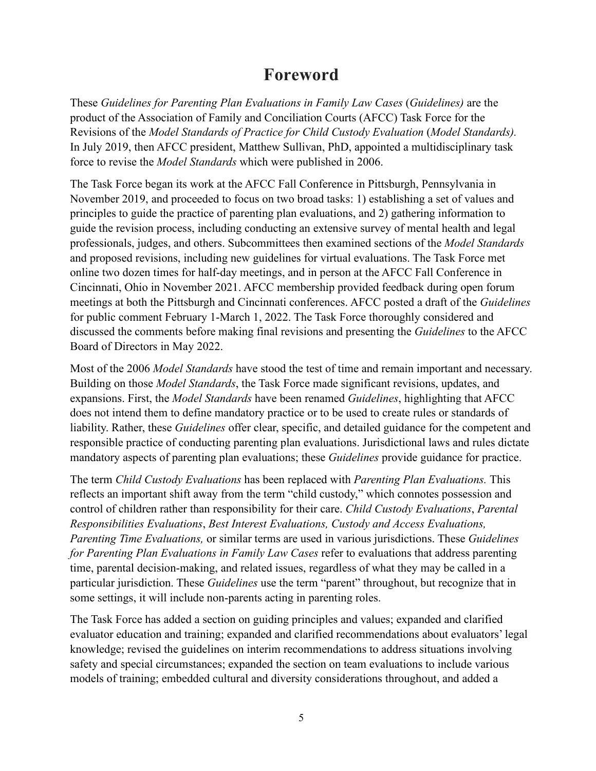# Foreword

These *Guidelines for Parenting Plan Evaluations in Family Law Cases* (*Guidelines)* are the product of the Association of Family and Conciliation Courts (AFCC) Task Force for the Revisions of the *Model Standards of Practice for Child Custody Evaluation* (*Model Standards).* In July 2019, then AFCC president, Matthew Sullivan, PhD, appointed a multidisciplinary task force to revise the *Model Standards* which were published in 2006.

The Task Force began its work at the AFCC Fall Conference in Pittsburgh, Pennsylvania in November 2019, and proceeded to focus on two broad tasks: 1) establishing a set of values and principles to guide the practice of parenting plan evaluations, and 2) gathering information to guide the revision process, including conducting an extensive survey of mental health and legal professionals, judges, and others. Subcommittees then examined sections of the *Model Standards* and proposed revisions, including new guidelines for virtual evaluations. The Task Force met online two dozen times for half-day meetings, and in person at the AFCC Fall Conference in Cincinnati, Ohio in November 2021. AFCC membership provided feedback during open forum meetings at both the Pittsburgh and Cincinnati conferences. AFCC posted a draft of the *Guidelines* for public comment February 1-March 1, 2022. The Task Force thoroughly considered and discussed the comments before making final revisions and presenting the *Guidelines* to the AFCC Board of Directors in May 2022.

Most of the 2006 *Model Standards* have stood the test of time and remain important and necessary. Building on those *Model Standards*, the Task Force made significant revisions, updates, and expansions. First, the *Model Standards* have been renamed *Guidelines*, highlighting that AFCC does not intend them to define mandatory practice or to be used to create rules or standards of liability. Rather, these *Guidelines* offer clear, specific, and detailed guidance for the competent and responsible practice of conducting parenting plan evaluations. Jurisdictional laws and rules dictate mandatory aspects of parenting plan evaluations; these *Guidelines* provide guidance for practice.

The term *Child Custody Evaluations* has been replaced with *Parenting Plan Evaluations.* This reflects an important shift away from the term "child custody," which connotes possession and control of children rather than responsibility for their care. *Child Custody Evaluations*, *Parental Responsibilities Evaluations*, *Best Interest Evaluations, Custody and Access Evaluations, Parenting Time Evaluations,* or similar terms are used in various jurisdictions. These *Guidelines for Parenting Plan Evaluations in Family Law Cases* refer to evaluations that address parenting time, parental decision-making, and related issues, regardless of what they may be called in a particular jurisdiction. These *Guidelines* use the term "parent" throughout, but recognize that in some settings, it will include non-parents acting in parenting roles.

The Task Force has added a section on guiding principles and values; expanded and clarified evaluator education and training; expanded and clarified recommendations about evaluators' legal knowledge; revised the guidelines on interim recommendations to address situations involving safety and special circumstances; expanded the section on team evaluations to include various models of training; embedded cultural and diversity considerations throughout, and added a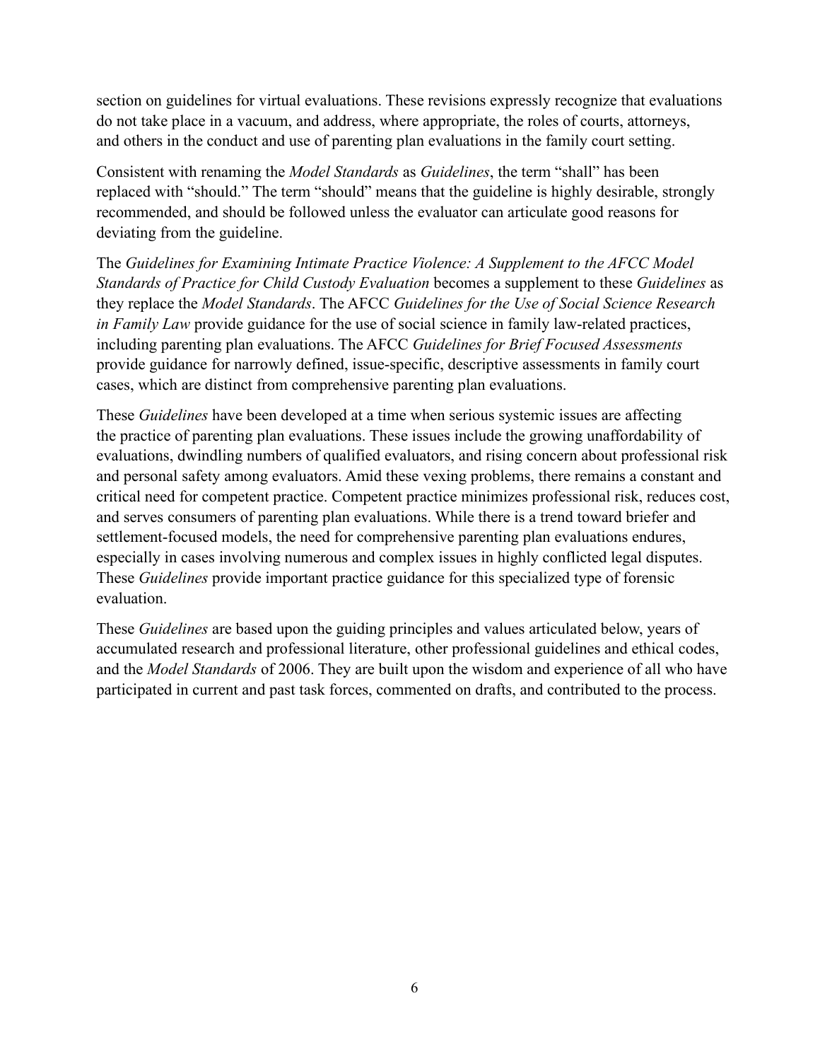section on guidelines for virtual evaluations. These revisions expressly recognize that evaluations do not take place in a vacuum, and address, where appropriate, the roles of courts, attorneys, and others in the conduct and use of parenting plan evaluations in the family court setting.

Consistent with renaming the *Model Standards* as *Guidelines*, the term "shall" has been replaced with "should." The term "should" means that the guideline is highly desirable, strongly recommended, and should be followed unless the evaluator can articulate good reasons for deviating from the guideline.

The *Guidelines for Examining Intimate Practice Violence: A Supplement to the AFCC Model Standards of Practice for Child Custody Evaluation* becomes a supplement to these *Guidelines* as they replace the *Model Standards*. The AFCC *Guidelines for the Use of Social Science Research in Family Law* provide guidance for the use of social science in family law-related practices, including parenting plan evaluations. The AFCC *Guidelines for Brief Focused Assessments* provide guidance for narrowly defined, issue-specific, descriptive assessments in family court cases, which are distinct from comprehensive parenting plan evaluations.

These *Guidelines* have been developed at a time when serious systemic issues are affecting the practice of parenting plan evaluations. These issues include the growing unaffordability of evaluations, dwindling numbers of qualified evaluators, and rising concern about professional risk and personal safety among evaluators. Amid these vexing problems, there remains a constant and critical need for competent practice. Competent practice minimizes professional risk, reduces cost, and serves consumers of parenting plan evaluations. While there is a trend toward briefer and settlement-focused models, the need for comprehensive parenting plan evaluations endures, especially in cases involving numerous and complex issues in highly conflicted legal disputes. These *Guidelines* provide important practice guidance for this specialized type of forensic evaluation.

These *Guidelines* are based upon the guiding principles and values articulated below, years of accumulated research and professional literature, other professional guidelines and ethical codes, and the *Model Standards* of 2006. They are built upon the wisdom and experience of all who have participated in current and past task forces, commented on drafts, and contributed to the process.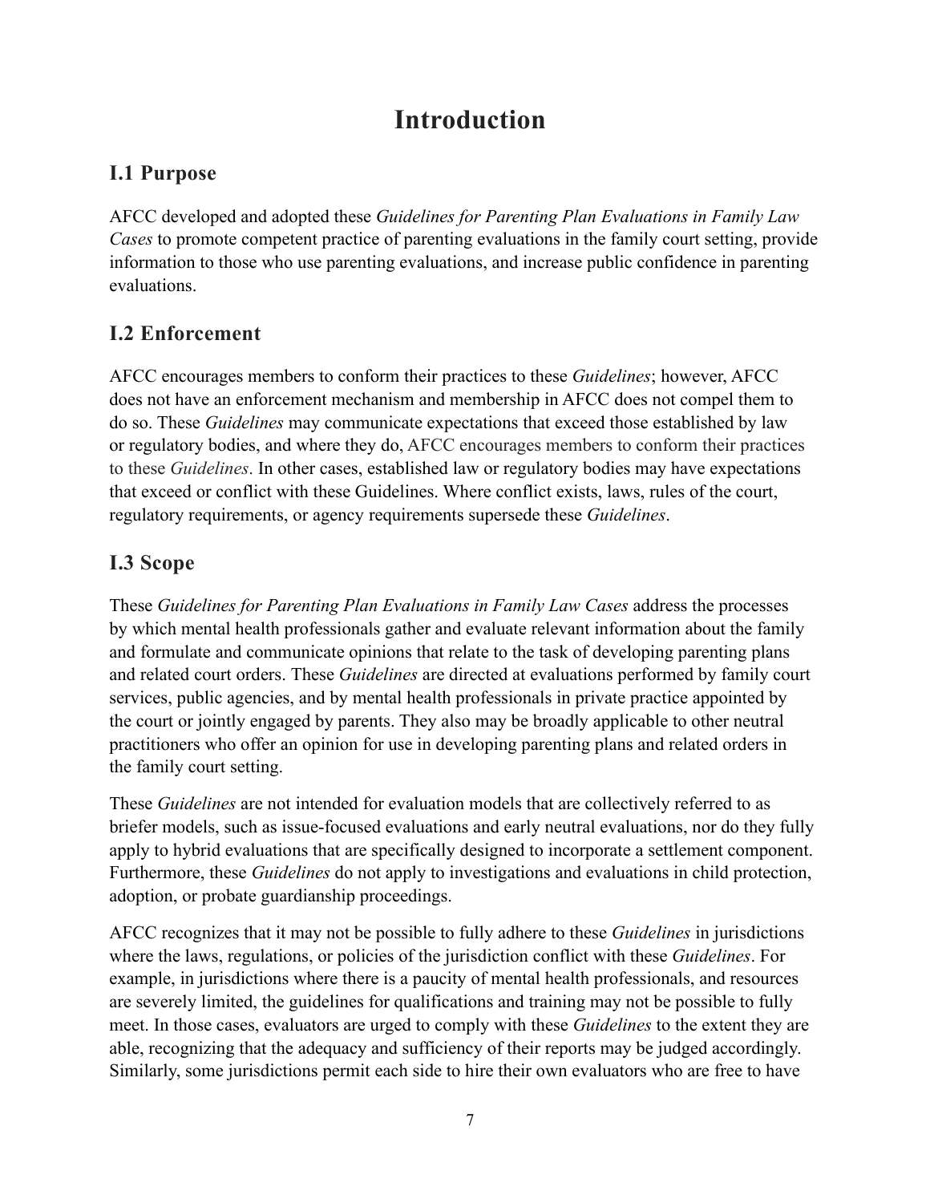# Introduction

## I.1 Purpose

AFCC developed and adopted these *Guidelines for Parenting Plan Evaluations in Family Law Cases* to promote competent practice of parenting evaluations in the family court setting, provide information to those who use parenting evaluations, and increase public confidence in parenting evaluations.

## I.2 Enforcement

AFCC encourages members to conform their practices to these *Guidelines*; however, AFCC does not have an enforcement mechanism and membership in AFCC does not compel them to do so. These *Guidelines* may communicate expectations that exceed those established by law or regulatory bodies, and where they do, AFCC encourages members to conform their practices to these *Guidelines*. In other cases, established law or regulatory bodies may have expectations that exceed or conflict with these Guidelines. Where conflict exists, laws, rules of the court, regulatory requirements, or agency requirements supersede these *Guidelines*.

## I.3 Scope

These *Guidelines for Parenting Plan Evaluations in Family Law Cases* address the processes by which mental health professionals gather and evaluate relevant information about the family and formulate and communicate opinions that relate to the task of developing parenting plans and related court orders. These *Guidelines* are directed at evaluations performed by family court services, public agencies, and by mental health professionals in private practice appointed by the court or jointly engaged by parents. They also may be broadly applicable to other neutral practitioners who offer an opinion for use in developing parenting plans and related orders in the family court setting.

These *Guidelines* are not intended for evaluation models that are collectively referred to as briefer models, such as issue-focused evaluations and early neutral evaluations, nor do they fully apply to hybrid evaluations that are specifically designed to incorporate a settlement component. Furthermore, these *Guidelines* do not apply to investigations and evaluations in child protection, adoption, or probate guardianship proceedings.

AFCC recognizes that it may not be possible to fully adhere to these *Guidelines* in jurisdictions where the laws, regulations, or policies of the jurisdiction conflict with these *Guidelines*. For example, in jurisdictions where there is a paucity of mental health professionals, and resources are severely limited, the guidelines for qualifications and training may not be possible to fully meet. In those cases, evaluators are urged to comply with these *Guidelines* to the extent they are able, recognizing that the adequacy and sufficiency of their reports may be judged accordingly. Similarly, some jurisdictions permit each side to hire their own evaluators who are free to have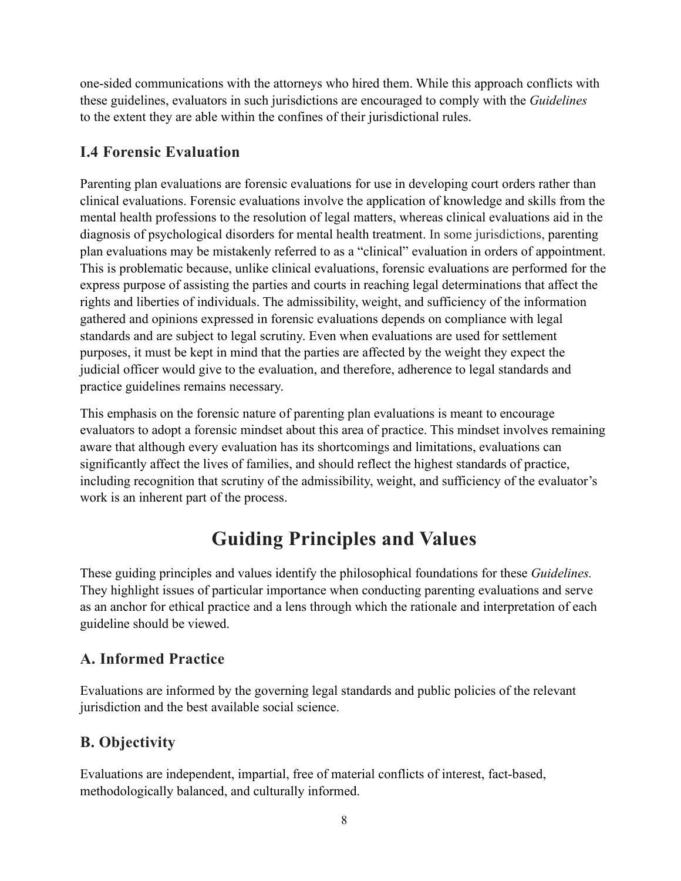one-sided communications with the attorneys who hired them. While this approach conflicts with these guidelines, evaluators in such jurisdictions are encouraged to comply with the *Guidelines* to the extent they are able within the confines of their jurisdictional rules.

### I.4 Forensic Evaluation

Parenting plan evaluations are forensic evaluations for use in developing court orders rather than clinical evaluations. Forensic evaluations involve the application of knowledge and skills from the mental health professions to the resolution of legal matters, whereas clinical evaluations aid in the diagnosis of psychological disorders for mental health treatment. In some jurisdictions, parenting plan evaluations may be mistakenly referred to as a "clinical" evaluation in orders of appointment. This is problematic because, unlike clinical evaluations, forensic evaluations are performed for the express purpose of assisting the parties and courts in reaching legal determinations that affect the rights and liberties of individuals. The admissibility, weight, and sufficiency of the information gathered and opinions expressed in forensic evaluations depends on compliance with legal standards and are subject to legal scrutiny. Even when evaluations are used for settlement purposes, it must be kept in mind that the parties are affected by the weight they expect the judicial officer would give to the evaluation, and therefore, adherence to legal standards and practice guidelines remains necessary.

This emphasis on the forensic nature of parenting plan evaluations is meant to encourage evaluators to adopt a forensic mindset about this area of practice. This mindset involves remaining aware that although every evaluation has its shortcomings and limitations, evaluations can significantly affect the lives of families, and should reflect the highest standards of practice, including recognition that scrutiny of the admissibility, weight, and sufficiency of the evaluator's work is an inherent part of the process.

## Guiding Principles and Values

These guiding principles and values identify the philosophical foundations for these *Guidelines.* They highlight issues of particular importance when conducting parenting evaluations and serve as an anchor for ethical practice and a lens through which the rationale and interpretation of each guideline should be viewed.

### A. Informed Practice

Evaluations are informed by the governing legal standards and public policies of the relevant jurisdiction and the best available social science.

### B. Objectivity

Evaluations are independent, impartial, free of material conflicts of interest, fact-based, methodologically balanced, and culturally informed.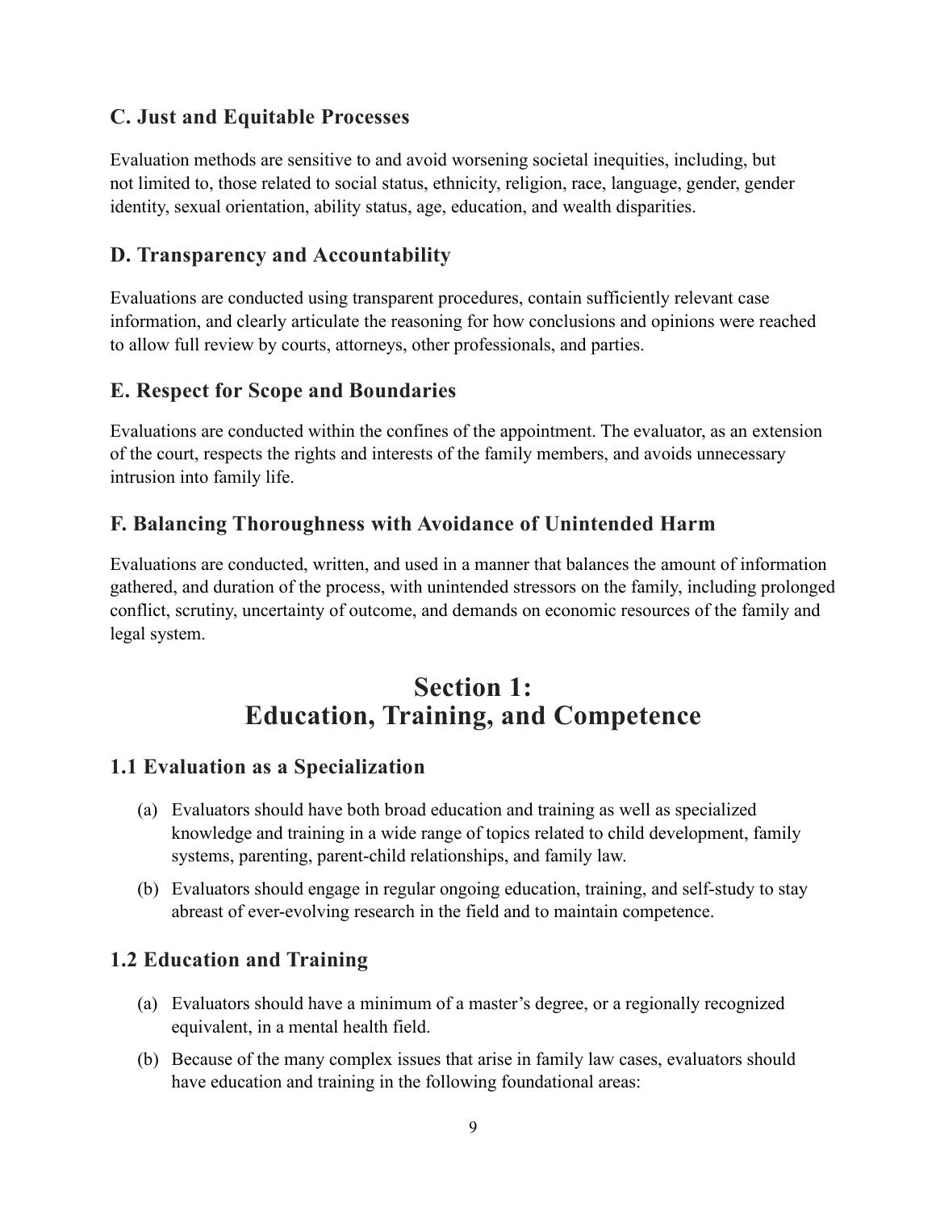### C. Just and Equitable Processes

Evaluation methods are sensitive to and avoid worsening societal inequities, including, but not limited to, those related to social status, ethnicity, religion, race, language, gender, gender identity, sexual orientation, ability status, age, education, and wealth disparities.

### D. Transparency and Accountability

Evaluations are conducted using transparent procedures, contain sufficiently relevant case information, and clearly articulate the reasoning for how conclusions and opinions were reached to allow full review by courts, attorneys, other professionals, and parties.

### E. Respect for Scope and Boundaries

Evaluations are conducted within the confines of the appointment. The evaluator, as an extension of the court, respects the rights and interests of the family members, and avoids unnecessary intrusion into family life.

### F. Balancing Thoroughness with Avoidance of Unintended Harm

Evaluations are conducted, written, and used in a manner that balances the amount of information gathered, and duration of the process, with unintended stressors on the family, including prolonged conflict, scrutiny, uncertainty of outcome, and demands on economic resources of the family and legal system.

## Section 1: Education, Training, and Competence

### 1.1 Evaluation as a Specialization

(a) Evaluators should have both broad education and training as well as specialized knowledge and training in a wide range of topics related to child development, family systems, parenting, parent-child relationships, and family law.

(b) Evaluators should engage in regular ongoing education, training, and self-study to stay abreast of ever-evolving research in the field and to maintain competence.

### 1.2 Education and Training

(a) Evaluators should have a minimum of a master's degree, or a regionally recognized equivalent, in a mental health field.

(b) Because of the many complex issues that arise in family law cases, evaluators should have education and training in the following foundational areas: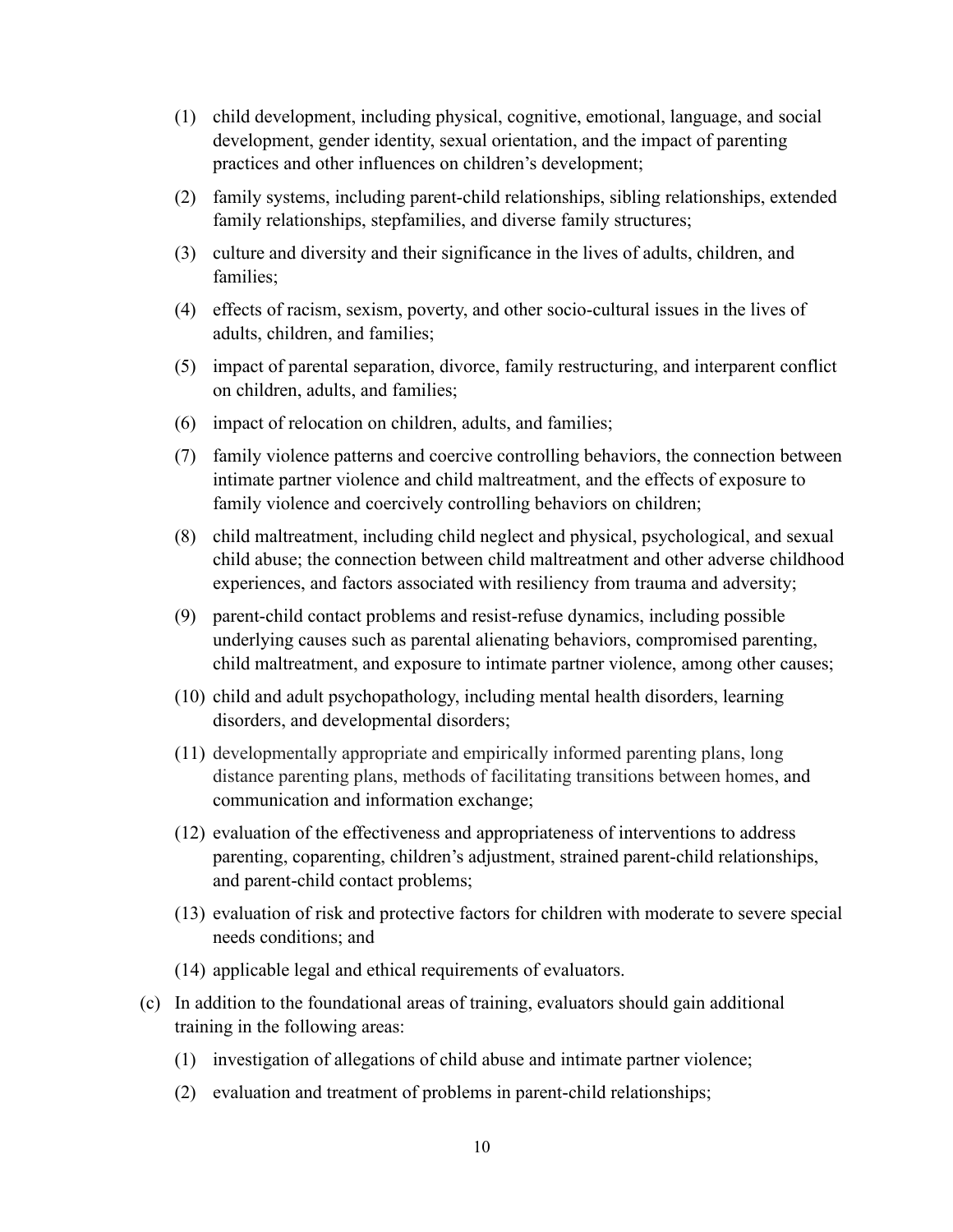(1) child development, including physical, cognitive, emotional, language, and social development, gender identity, sexual orientation, and the impact of parenting practices and other influences on children's development;

(2) family systems, including parent-child relationships, sibling relationships, extended family relationships, stepfamilies, and diverse family structures;

(3) culture and diversity and their significance in the lives of adults, children, and families;

(4) effects of racism, sexism, poverty, and other socio-cultural issues in the lives of adults, children, and families;

(5) impact of parental separation, divorce, family restructuring, and interparent conflict on children, adults, and families;

(6) impact of relocation on children, adults, and families;

(7) family violence patterns and coercive controlling behaviors, the connection between intimate partner violence and child maltreatment, and the effects of exposure to family violence and coercively controlling behaviors on children;

(8) child maltreatment, including child neglect and physical, psychological, and sexual child abuse; the connection between child maltreatment and other adverse childhood experiences, and factors associated with resiliency from trauma and adversity;

(9) parent-child contact problems and resist-refuse dynamics, including possible underlying causes such as parental alienating behaviors, compromised parenting, child maltreatment, and exposure to intimate partner violence, among other causes;

(10) child and adult psychopathology, including mental health disorders, learning disorders, and developmental disorders;

(11) developmentally appropriate and empirically informed parenting plans, long distance parenting plans, methods of facilitating transitions between homes, and communication and information exchange;

(12) evaluation of the effectiveness and appropriateness of interventions to address parenting, coparenting, children's adjustment, strained parent-child relationships, and parent-child contact problems;

(13) evaluation of risk and protective factors for children with moderate to severe special needs conditions; and

(14) applicable legal and ethical requirements of evaluators.

(c) In addition to the foundational areas of training, evaluators should gain additional training in the following areas:

(1) investigation of allegations of child abuse and intimate partner violence;

(2) evaluation and treatment of problems in parent-child relationships;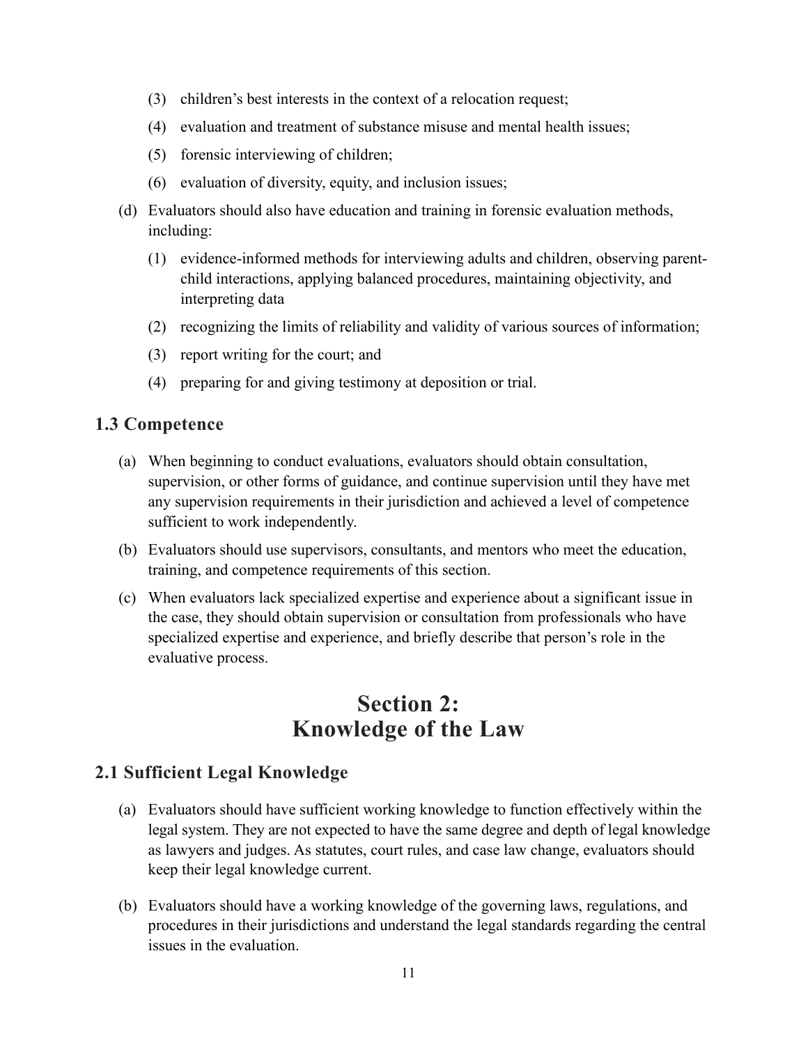(3) children's best interests in the context of a relocation request;

(4) evaluation and treatment of substance misuse and mental health issues;

(5) forensic interviewing of children;

(6) evaluation of diversity, equity, and inclusion issues;

(d) Evaluators should also have education and training in forensic evaluation methods, including:

(1) evidence-informed methods for interviewing adults and children, observing parent-child interactions, applying balanced procedures, maintaining objectivity, and interpreting data

(2) recognizing the limits of reliability and validity of various sources of information;

(3) report writing for the court; and

(4) preparing for and giving testimony at deposition or trial.

### 1.3 Competence

(a) When beginning to conduct evaluations, evaluators should obtain consultation, supervision, or other forms of guidance, and continue supervision until they have met any supervision requirements in their jurisdiction and achieved a level of competence sufficient to work independently.

(b) Evaluators should use supervisors, consultants, and mentors who meet the education, training, and competence requirements of this section.

(c) When evaluators lack specialized expertise and experience about a significant issue in the case, they should obtain supervision or consultation from professionals who have specialized expertise and experience, and briefly describe that person's role in the evaluative process.

## Section 2: Knowledge of the Law

### 2.1 Sufficient Legal Knowledge

(a) Evaluators should have sufficient working knowledge to function effectively within the legal system. They are not expected to have the same degree and depth of legal knowledge as lawyers and judges. As statutes, court rules, and case law change, evaluators should keep their legal knowledge current.

(b) Evaluators should have a working knowledge of the governing laws, regulations, and procedures in their jurisdictions and understand the legal standards regarding the central issues in the evaluation.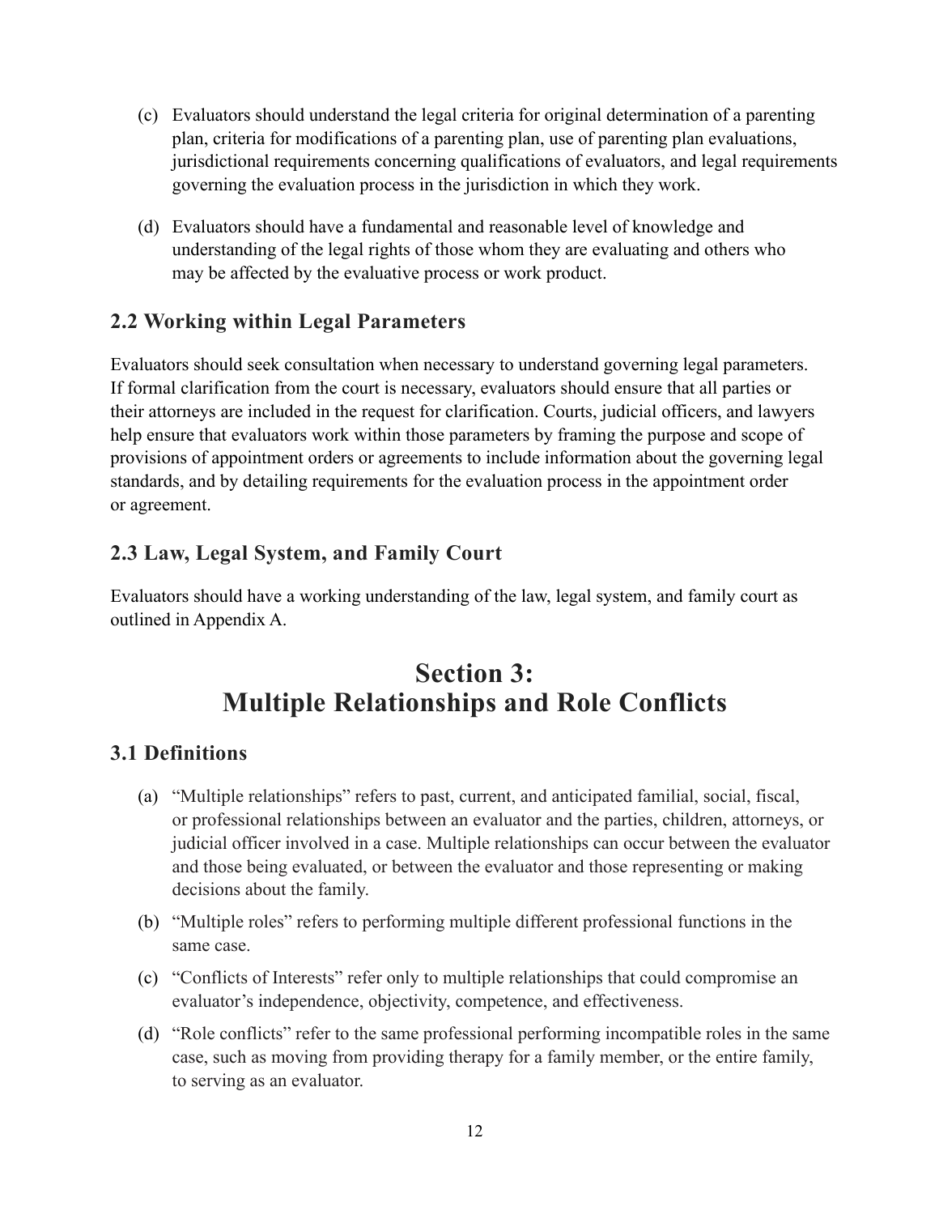(c) Evaluators should understand the legal criteria for original determination of a parenting plan, criteria for modifications of a parenting plan, use of parenting plan evaluations, jurisdictional requirements concerning qualifications of evaluators, and legal requirements governing the evaluation process in the jurisdiction in which they work.

(d) Evaluators should have a fundamental and reasonable level of knowledge and understanding of the legal rights of those whom they are evaluating and others who may be affected by the evaluative process or work product.

## 2.2 Working within Legal Parameters

Evaluators should seek consultation when necessary to understand governing legal parameters. If formal clarification from the court is necessary, evaluators should ensure that all parties or their attorneys are included in the request for clarification. Courts, judicial officers, and lawyers help ensure that evaluators work within those parameters by framing the purpose and scope of provisions of appointment orders or agreements to include information about the governing legal standards, and by detailing requirements for the evaluation process in the appointment order or agreement.

## 2.3 Law, Legal System, and Family Court

Evaluators should have a working understanding of the law, legal system, and family court as outlined in Appendix A.

# Section 3: Multiple Relationships and Role Conflicts

## 3.1 Definitions

(a) "Multiple relationships" refers to past, current, and anticipated familial, social, fiscal, or professional relationships between an evaluator and the parties, children, attorneys, or judicial officer involved in a case. Multiple relationships can occur between the evaluator and those being evaluated, or between the evaluator and those representing or making decisions about the family.

(b) "Multiple roles" refers to performing multiple different professional functions in the same case.

(c) "Conflicts of Interests" refer only to multiple relationships that could compromise an evaluator's independence, objectivity, competence, and effectiveness.

(d) "Role conflicts" refer to the same professional performing incompatible roles in the same case, such as moving from providing therapy for a family member, or the entire family, to serving as an evaluator.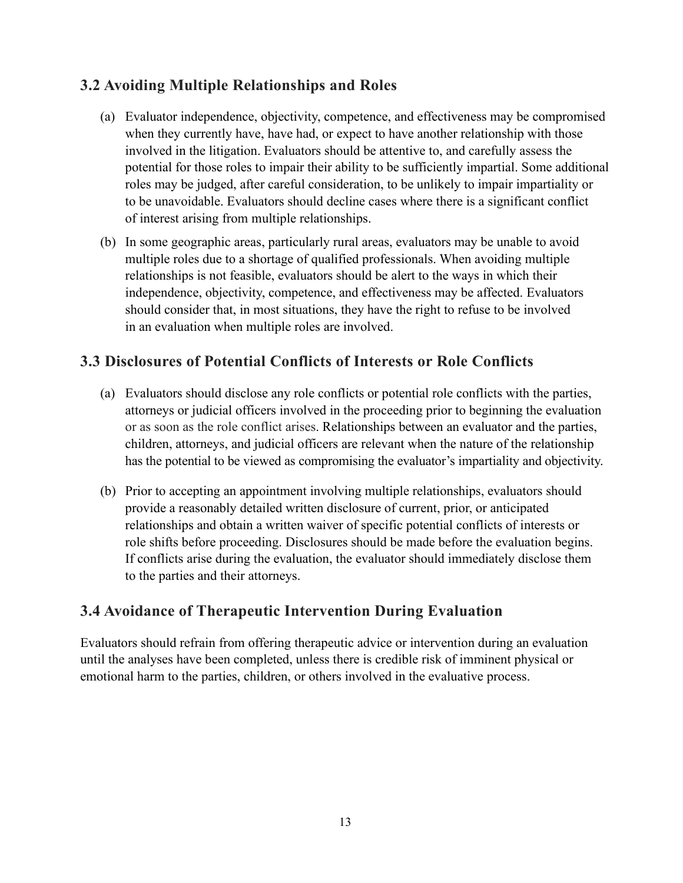## 3.2 Avoiding Multiple Relationships and Roles

(a) Evaluator independence, objectivity, competence, and effectiveness may be compromised when they currently have, have had, or expect to have another relationship with those involved in the litigation. Evaluators should be attentive to, and carefully assess the potential for those roles to impair their ability to be sufficiently impartial. Some additional roles may be judged, after careful consideration, to be unlikely to impair impartiality or to be unavoidable. Evaluators should decline cases where there is a significant conflict of interest arising from multiple relationships.

(b) In some geographic areas, particularly rural areas, evaluators may be unable to avoid multiple roles due to a shortage of qualified professionals. When avoiding multiple relationships is not feasible, evaluators should be alert to the ways in which their independence, objectivity, competence, and effectiveness may be affected. Evaluators should consider that, in most situations, they have the right to refuse to be involved in an evaluation when multiple roles are involved.

## 3.3 Disclosures of Potential Conflicts of Interests or Role Conflicts

(a) Evaluators should disclose any role conflicts or potential role conflicts with the parties, attorneys or judicial officers involved in the proceeding prior to beginning the evaluation or as soon as the role conflict arises. Relationships between an evaluator and the parties, children, attorneys, and judicial officers are relevant when the nature of the relationship has the potential to be viewed as compromising the evaluator's impartiality and objectivity.

(b) Prior to accepting an appointment involving multiple relationships, evaluators should provide a reasonably detailed written disclosure of current, prior, or anticipated relationships and obtain a written waiver of specific potential conflicts of interests or role shifts before proceeding. Disclosures should be made before the evaluation begins. If conflicts arise during the evaluation, the evaluator should immediately disclose them to the parties and their attorneys.

## 3.4 Avoidance of Therapeutic Intervention During Evaluation

Evaluators should refrain from offering therapeutic advice or intervention during an evaluation until the analyses have been completed, unless there is credible risk of imminent physical or emotional harm to the parties, children, or others involved in the evaluative process.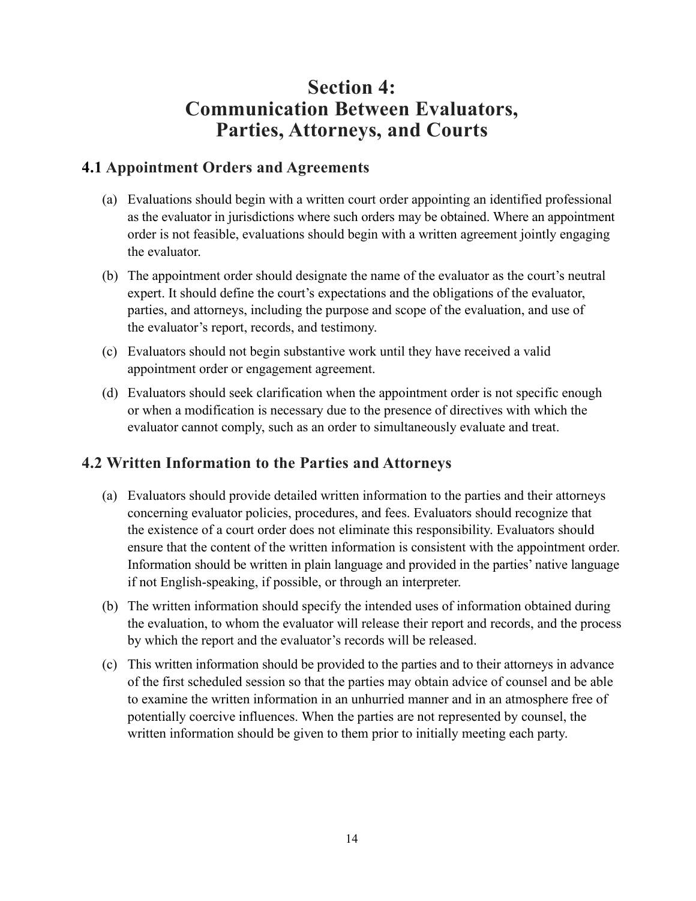# Section 4: Communication Between Evaluators, Parties, Attorneys, and Courts

## 4.1 Appointment Orders and Agreements

(a) Evaluations should begin with a written court order appointing an identified professional as the evaluator in jurisdictions where such orders may be obtained. Where an appointment order is not feasible, evaluations should begin with a written agreement jointly engaging the evaluator.

(b) The appointment order should designate the name of the evaluator as the court's neutral expert. It should define the court's expectations and the obligations of the evaluator, parties, and attorneys, including the purpose and scope of the evaluation, and use of the evaluator's report, records, and testimony.

(c) Evaluators should not begin substantive work until they have received a valid appointment order or engagement agreement.

(d) Evaluators should seek clarification when the appointment order is not specific enough or when a modification is necessary due to the presence of directives with which the evaluator cannot comply, such as an order to simultaneously evaluate and treat.

## 4.2 Written Information to the Parties and Attorneys

(a) Evaluators should provide detailed written information to the parties and their attorneys concerning evaluator policies, procedures, and fees. Evaluators should recognize that the existence of a court order does not eliminate this responsibility. Evaluators should ensure that the content of the written information is consistent with the appointment order. Information should be written in plain language and provided in the parties' native language if not English-speaking, if possible, or through an interpreter.

(b) The written information should specify the intended uses of information obtained during the evaluation, to whom the evaluator will release their report and records, and the process by which the report and the evaluator's records will be released.

(c) This written information should be provided to the parties and to their attorneys in advance of the first scheduled session so that the parties may obtain advice of counsel and be able to examine the written information in an unhurried manner and in an atmosphere free of potentially coercive influences. When the parties are not represented by counsel, the written information should be given to them prior to initially meeting each party.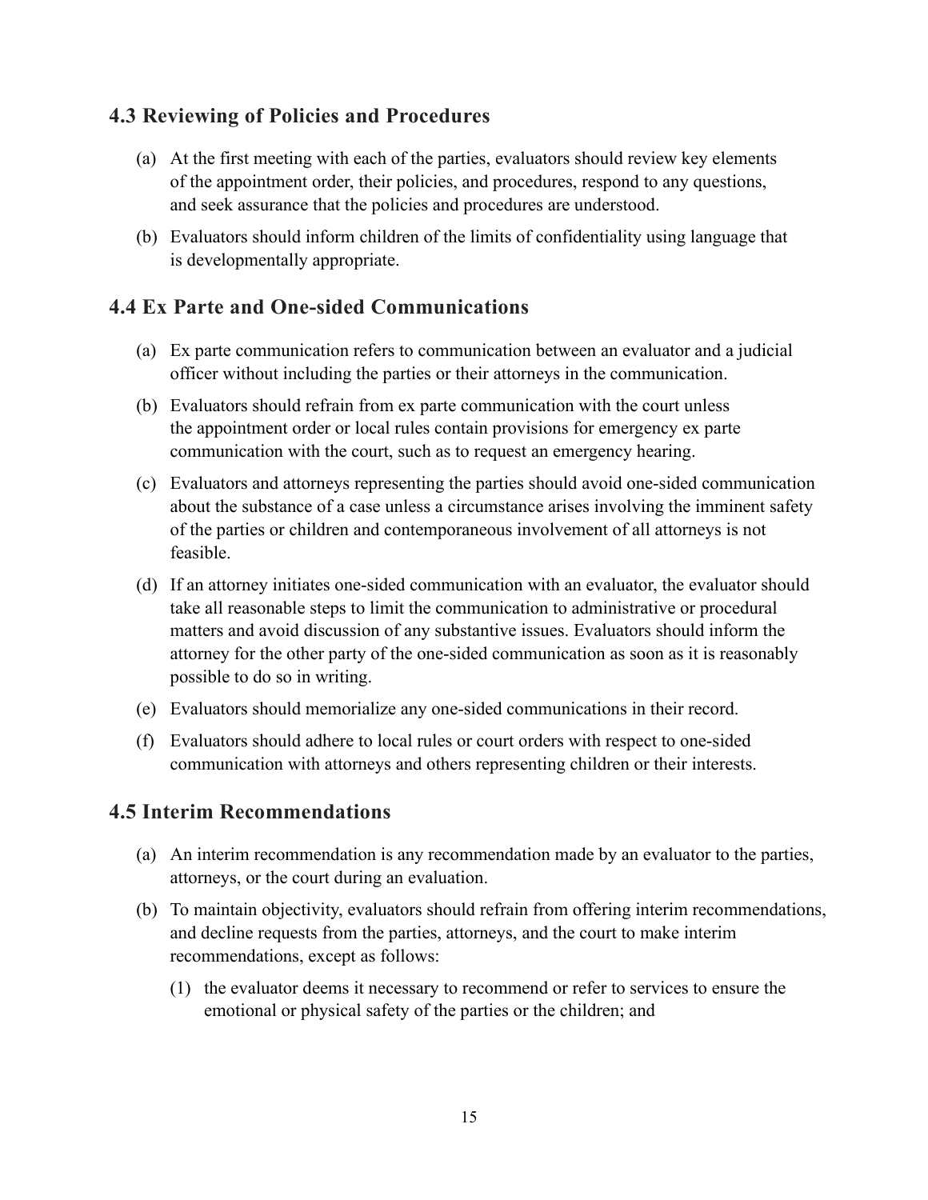## 4.3 Reviewing of Policies and Procedures

(a) At the first meeting with each of the parties, evaluators should review key elements of the appointment order, their policies, and procedures, respond to any questions, and seek assurance that the policies and procedures are understood.

(b) Evaluators should inform children of the limits of confidentiality using language that is developmentally appropriate.

## 4.4 Ex Parte and One-sided Communications

(a) Ex parte communication refers to communication between an evaluator and a judicial officer without including the parties or their attorneys in the communication.

(b) Evaluators should refrain from ex parte communication with the court unless the appointment order or local rules contain provisions for emergency ex parte communication with the court, such as to request an emergency hearing.

(c) Evaluators and attorneys representing the parties should avoid one-sided communication about the substance of a case unless a circumstance arises involving the imminent safety of the parties or children and contemporaneous involvement of all attorneys is not feasible.

(d) If an attorney initiates one-sided communication with an evaluator, the evaluator should take all reasonable steps to limit the communication to administrative or procedural matters and avoid discussion of any substantive issues. Evaluators should inform the attorney for the other party of the one-sided communication as soon as it is reasonably possible to do so in writing.

(e) Evaluators should memorialize any one-sided communications in their record.

(f) Evaluators should adhere to local rules or court orders with respect to one-sided communication with attorneys and others representing children or their interests.

## 4.5 Interim Recommendations

(a) An interim recommendation is any recommendation made by an evaluator to the parties, attorneys, or the court during an evaluation.

(b) To maintain objectivity, evaluators should refrain from offering interim recommendations, and decline requests from the parties, attorneys, and the court to make interim recommendations, except as follows:

  (1) the evaluator deems it necessary to recommend or refer to services to ensure the emotional or physical safety of the parties or the children; and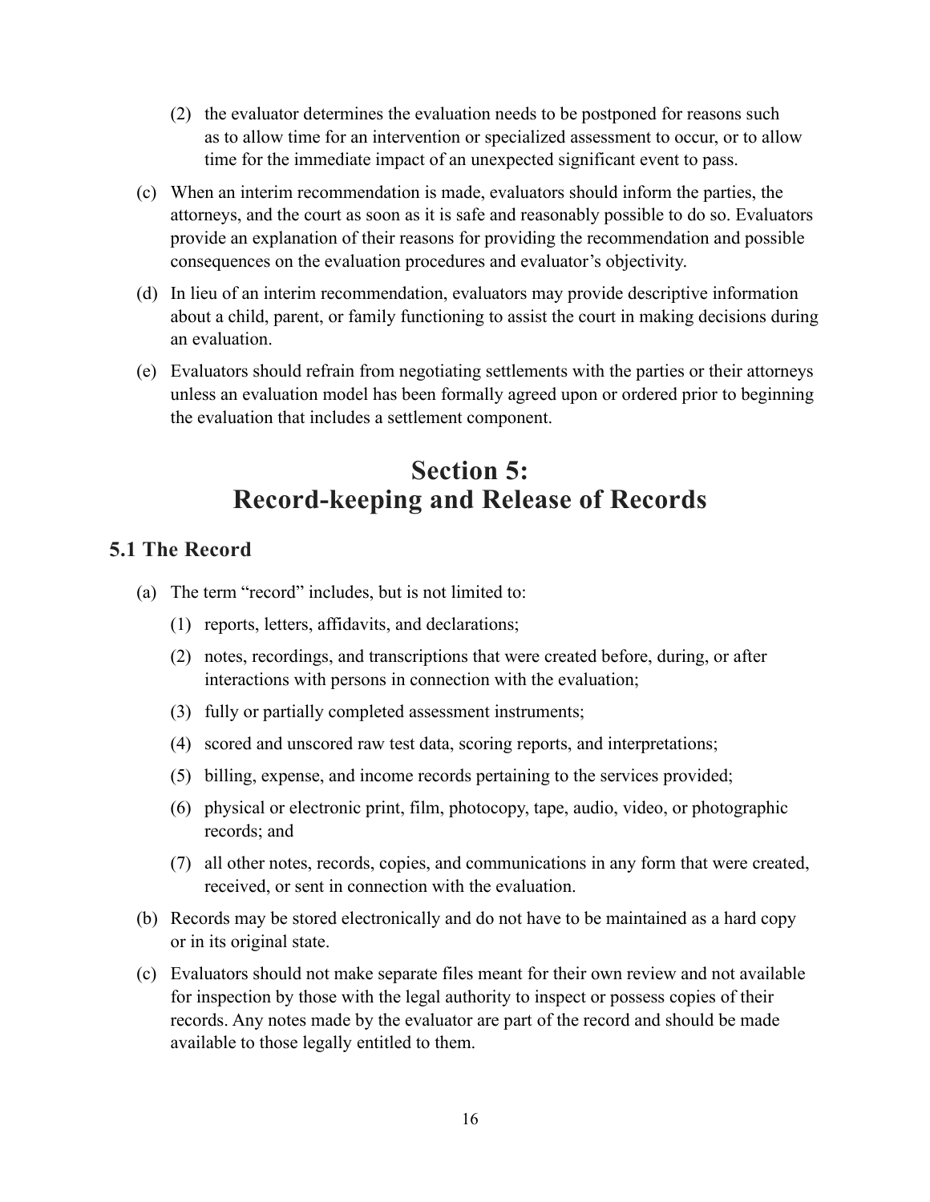(2) the evaluator determines the evaluation needs to be postponed for reasons such as to allow time for an intervention or specialized assessment to occur, or to allow time for the immediate impact of an unexpected significant event to pass.

(c) When an interim recommendation is made, evaluators should inform the parties, the attorneys, and the court as soon as it is safe and reasonably possible to do so. Evaluators provide an explanation of their reasons for providing the recommendation and possible consequences on the evaluation procedures and evaluator's objectivity.

(d) In lieu of an interim recommendation, evaluators may provide descriptive information about a child, parent, or family functioning to assist the court in making decisions during an evaluation.

(e) Evaluators should refrain from negotiating settlements with the parties or their attorneys unless an evaluation model has been formally agreed upon or ordered prior to beginning the evaluation that includes a settlement component.

# Section 5: Record-keeping and Release of Records

## 5.1 The Record

(a) The term "record" includes, but is not limited to:

  (1) reports, letters, affidavits, and declarations;

  (2) notes, recordings, and transcriptions that were created before, during, or after interactions with persons in connection with the evaluation;

  (3) fully or partially completed assessment instruments;

  (4) scored and unscored raw test data, scoring reports, and interpretations;

  (5) billing, expense, and income records pertaining to the services provided;

  (6) physical or electronic print, film, photocopy, tape, audio, video, or photographic records; and

  (7) all other notes, records, copies, and communications in any form that were created, received, or sent in connection with the evaluation.

(b) Records may be stored electronically and do not have to be maintained as a hard copy or in its original state.

(c) Evaluators should not make separate files meant for their own review and not available for inspection by those with the legal authority to inspect or possess copies of their records. Any notes made by the evaluator are part of the record and should be made available to those legally entitled to them.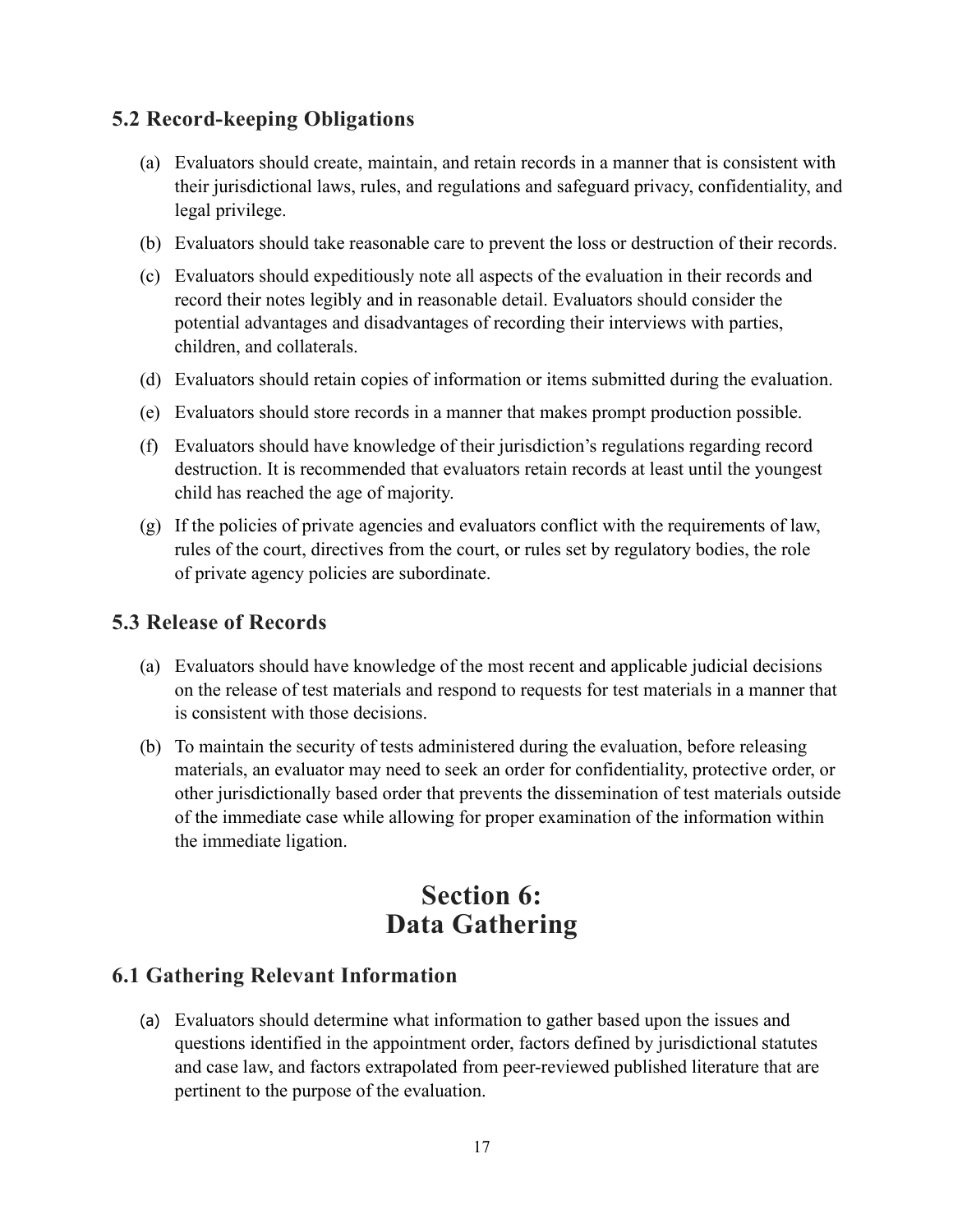### 5.2 Record-keeping Obligations

(a) Evaluators should create, maintain, and retain records in a manner that is consistent with their jurisdictional laws, rules, and regulations and safeguard privacy, confidentiality, and legal privilege.

(b) Evaluators should take reasonable care to prevent the loss or destruction of their records.

(c) Evaluators should expeditiously note all aspects of the evaluation in their records and record their notes legibly and in reasonable detail. Evaluators should consider the potential advantages and disadvantages of recording their interviews with parties, children, and collaterals.

(d) Evaluators should retain copies of information or items submitted during the evaluation.

(e) Evaluators should store records in a manner that makes prompt production possible.

(f) Evaluators should have knowledge of their jurisdiction's regulations regarding record destruction. It is recommended that evaluators retain records at least until the youngest child has reached the age of majority.

(g) If the policies of private agencies and evaluators conflict with the requirements of law, rules of the court, directives from the court, or rules set by regulatory bodies, the role of private agency policies are subordinate.

### 5.3 Release of Records

(a) Evaluators should have knowledge of the most recent and applicable judicial decisions on the release of test materials and respond to requests for test materials in a manner that is consistent with those decisions.

(b) To maintain the security of tests administered during the evaluation, before releasing materials, an evaluator may need to seek an order for confidentiality, protective order, or other jurisdictionally based order that prevents the dissemination of test materials outside of the immediate case while allowing for proper examination of the information within the immediate ligation.

## Section 6: Data Gathering

### 6.1 Gathering Relevant Information

(a) Evaluators should determine what information to gather based upon the issues and questions identified in the appointment order, factors defined by jurisdictional statutes and case law, and factors extrapolated from peer-reviewed published literature that are pertinent to the purpose of the evaluation.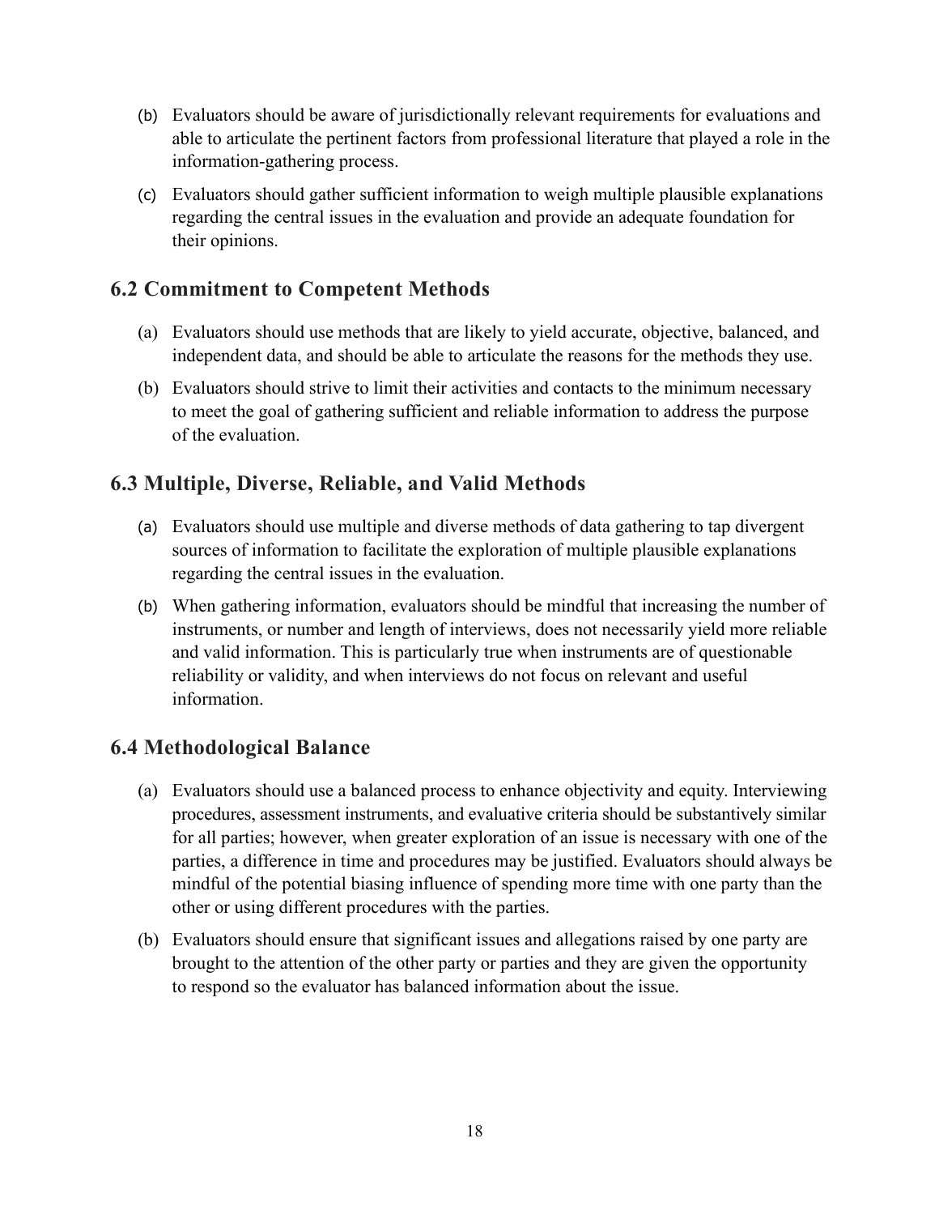(b) Evaluators should be aware of jurisdictionally relevant requirements for evaluations and able to articulate the pertinent factors from professional literature that played a role in the information-gathering process.

(c) Evaluators should gather sufficient information to weigh multiple plausible explanations regarding the central issues in the evaluation and provide an adequate foundation for their opinions.

## 6.2 Commitment to Competent Methods

(a) Evaluators should use methods that are likely to yield accurate, objective, balanced, and independent data, and should be able to articulate the reasons for the methods they use.

(b) Evaluators should strive to limit their activities and contacts to the minimum necessary to meet the goal of gathering sufficient and reliable information to address the purpose of the evaluation.

## 6.3 Multiple, Diverse, Reliable, and Valid Methods

(a) Evaluators should use multiple and diverse methods of data gathering to tap divergent sources of information to facilitate the exploration of multiple plausible explanations regarding the central issues in the evaluation.

(b) When gathering information, evaluators should be mindful that increasing the number of instruments, or number and length of interviews, does not necessarily yield more reliable and valid information. This is particularly true when instruments are of questionable reliability or validity, and when interviews do not focus on relevant and useful information.

## 6.4 Methodological Balance

(a) Evaluators should use a balanced process to enhance objectivity and equity. Interviewing procedures, assessment instruments, and evaluative criteria should be substantively similar for all parties; however, when greater exploration of an issue is necessary with one of the parties, a difference in time and procedures may be justified. Evaluators should always be mindful of the potential biasing influence of spending more time with one party than the other or using different procedures with the parties.

(b) Evaluators should ensure that significant issues and allegations raised by one party are brought to the attention of the other party or parties and they are given the opportunity to respond so the evaluator has balanced information about the issue.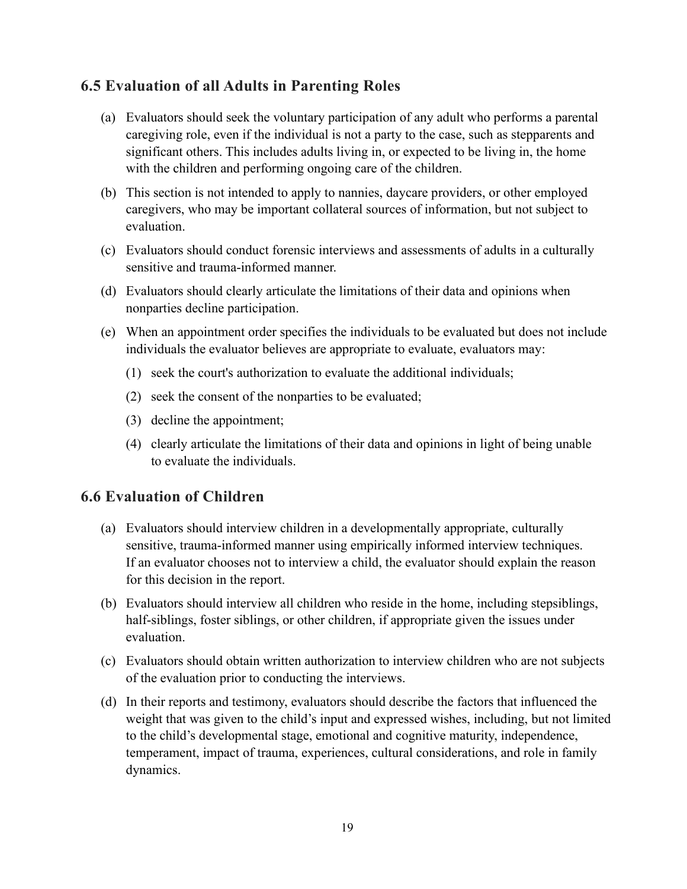## 6.5 Evaluation of all Adults in Parenting Roles

(a) Evaluators should seek the voluntary participation of any adult who performs a parental caregiving role, even if the individual is not a party to the case, such as stepparents and significant others. This includes adults living in, or expected to be living in, the home with the children and performing ongoing care of the children.

(b) This section is not intended to apply to nannies, daycare providers, or other employed caregivers, who may be important collateral sources of information, but not subject to evaluation.

(c) Evaluators should conduct forensic interviews and assessments of adults in a culturally sensitive and trauma-informed manner.

(d) Evaluators should clearly articulate the limitations of their data and opinions when nonparties decline participation.

(e) When an appointment order specifies the individuals to be evaluated but does not include individuals the evaluator believes are appropriate to evaluate, evaluators may:

   (1) seek the court's authorization to evaluate the additional individuals;

   (2) seek the consent of the nonparties to be evaluated;

   (3) decline the appointment;

   (4) clearly articulate the limitations of their data and opinions in light of being unable to evaluate the individuals.

## 6.6 Evaluation of Children

(a) Evaluators should interview children in a developmentally appropriate, culturally sensitive, trauma-informed manner using empirically informed interview techniques. If an evaluator chooses not to interview a child, the evaluator should explain the reason for this decision in the report.

(b) Evaluators should interview all children who reside in the home, including stepsiblings, half-siblings, foster siblings, or other children, if appropriate given the issues under evaluation.

(c) Evaluators should obtain written authorization to interview children who are not subjects of the evaluation prior to conducting the interviews.

(d) In their reports and testimony, evaluators should describe the factors that influenced the weight that was given to the child's input and expressed wishes, including, but not limited to the child's developmental stage, emotional and cognitive maturity, independence, temperament, impact of trauma, experiences, cultural considerations, and role in family dynamics.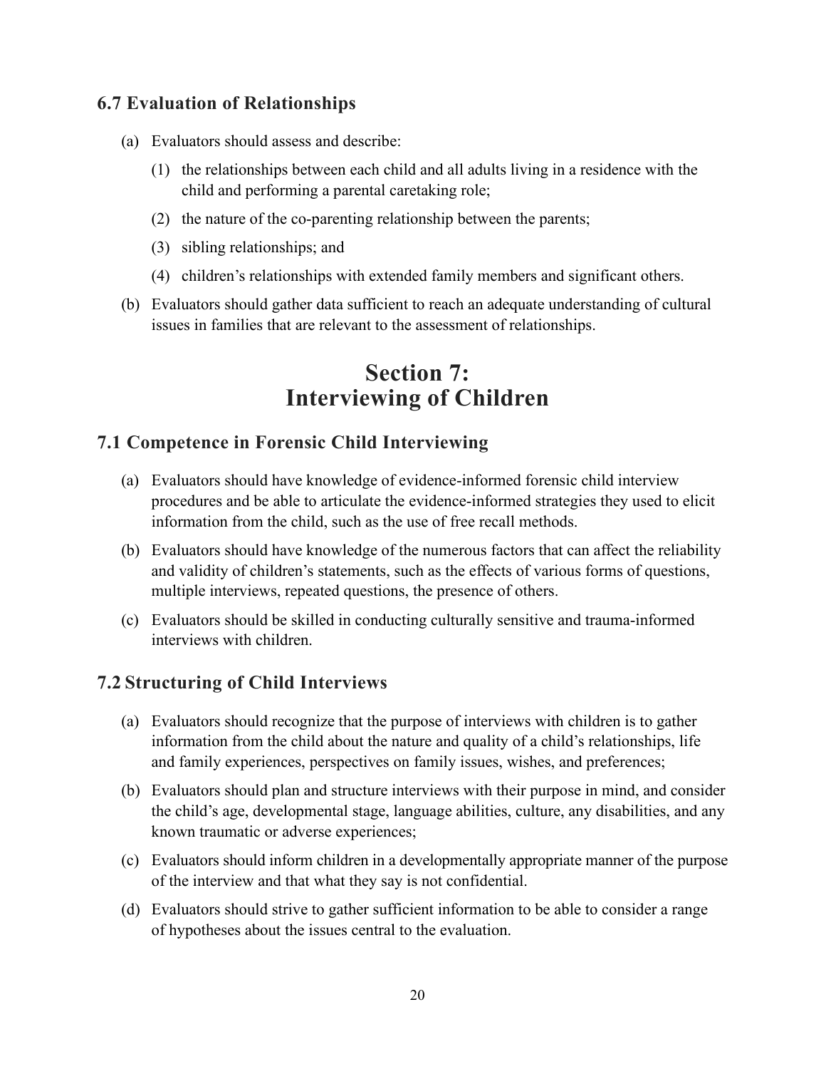### 6.7 Evaluation of Relationships

(a) Evaluators should assess and describe:

   (1) the relationships between each child and all adults living in a residence with the child and performing a parental caretaking role;

   (2) the nature of the co-parenting relationship between the parents;

   (3) sibling relationships; and

   (4) children's relationships with extended family members and significant others.

(b) Evaluators should gather data sufficient to reach an adequate understanding of cultural issues in families that are relevant to the assessment of relationships.

## Section 7: Interviewing of Children

### 7.1 Competence in Forensic Child Interviewing

(a) Evaluators should have knowledge of evidence-informed forensic child interview procedures and be able to articulate the evidence-informed strategies they used to elicit information from the child, such as the use of free recall methods.

(b) Evaluators should have knowledge of the numerous factors that can affect the reliability and validity of children's statements, such as the effects of various forms of questions, multiple interviews, repeated questions, the presence of others.

(c) Evaluators should be skilled in conducting culturally sensitive and trauma-informed interviews with children.

### 7.2 Structuring of Child Interviews

(a) Evaluators should recognize that the purpose of interviews with children is to gather information from the child about the nature and quality of a child's relationships, life and family experiences, perspectives on family issues, wishes, and preferences;

(b) Evaluators should plan and structure interviews with their purpose in mind, and consider the child's age, developmental stage, language abilities, culture, any disabilities, and any known traumatic or adverse experiences;

(c) Evaluators should inform children in a developmentally appropriate manner of the purpose of the interview and that what they say is not confidential.

(d) Evaluators should strive to gather sufficient information to be able to consider a range of hypotheses about the issues central to the evaluation.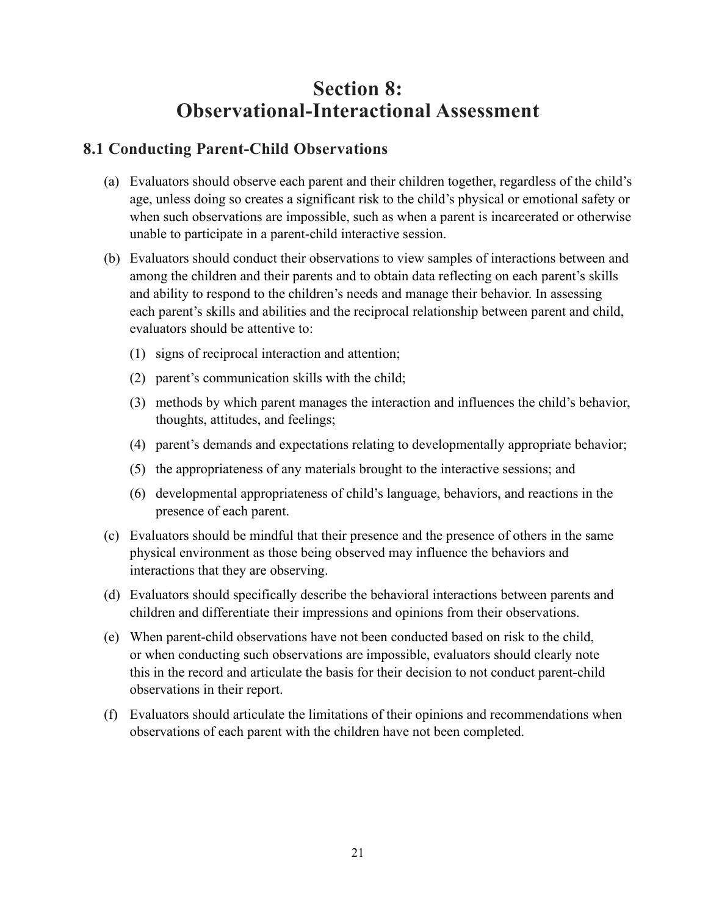# Section 8: Observational-Interactional Assessment

## 8.1 Conducting Parent-Child Observations

(a) Evaluators should observe each parent and their children together, regardless of the child's age, unless doing so creates a significant risk to the child's physical or emotional safety or when such observations are impossible, such as when a parent is incarcerated or otherwise unable to participate in a parent-child interactive session.

(b) Evaluators should conduct their observations to view samples of interactions between and among the children and their parents and to obtain data reflecting on each parent's skills and ability to respond to the children's needs and manage their behavior. In assessing each parent's skills and abilities and the reciprocal relationship between parent and child, evaluators should be attentive to:

   (1) signs of reciprocal interaction and attention;

   (2) parent's communication skills with the child;

   (3) methods by which parent manages the interaction and influences the child's behavior, thoughts, attitudes, and feelings;

   (4) parent's demands and expectations relating to developmentally appropriate behavior;

   (5) the appropriateness of any materials brought to the interactive sessions; and

   (6) developmental appropriateness of child's language, behaviors, and reactions in the presence of each parent.

(c) Evaluators should be mindful that their presence and the presence of others in the same physical environment as those being observed may influence the behaviors and interactions that they are observing.

(d) Evaluators should specifically describe the behavioral interactions between parents and children and differentiate their impressions and opinions from their observations.

(e) When parent-child observations have not been conducted based on risk to the child, or when conducting such observations are impossible, evaluators should clearly note this in the record and articulate the basis for their decision to not conduct parent-child observations in their report.

(f) Evaluators should articulate the limitations of their opinions and recommendations when observations of each parent with the children have not been completed.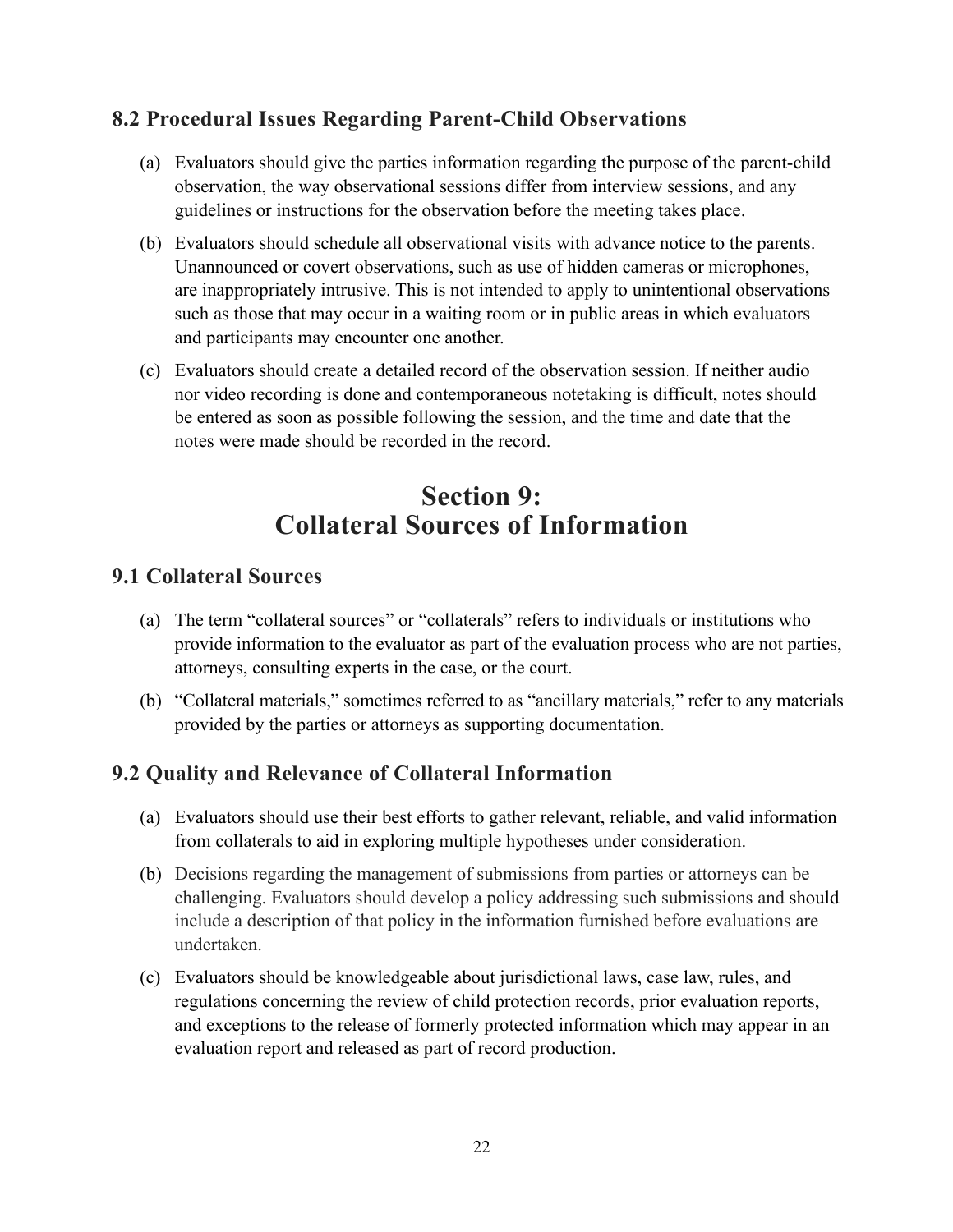### 8.2 Procedural Issues Regarding Parent-Child Observations

(a) Evaluators should give the parties information regarding the purpose of the parent-child observation, the way observational sessions differ from interview sessions, and any guidelines or instructions for the observation before the meeting takes place.

(b) Evaluators should schedule all observational visits with advance notice to the parents. Unannounced or covert observations, such as use of hidden cameras or microphones, are inappropriately intrusive. This is not intended to apply to unintentional observations such as those that may occur in a waiting room or in public areas in which evaluators and participants may encounter one another.

(c) Evaluators should create a detailed record of the observation session. If neither audio nor video recording is done and contemporaneous notetaking is difficult, notes should be entered as soon as possible following the session, and the time and date that the notes were made should be recorded in the record.

## Section 9: Collateral Sources of Information

### 9.1 Collateral Sources

(a) The term "collateral sources" or "collaterals" refers to individuals or institutions who provide information to the evaluator as part of the evaluation process who are not parties, attorneys, consulting experts in the case, or the court.

(b) "Collateral materials," sometimes referred to as "ancillary materials," refer to any materials provided by the parties or attorneys as supporting documentation.

### 9.2 Quality and Relevance of Collateral Information

(a) Evaluators should use their best efforts to gather relevant, reliable, and valid information from collaterals to aid in exploring multiple hypotheses under consideration.

(b) Decisions regarding the management of submissions from parties or attorneys can be challenging. Evaluators should develop a policy addressing such submissions and should include a description of that policy in the information furnished before evaluations are undertaken.

(c) Evaluators should be knowledgeable about jurisdictional laws, case law, rules, and regulations concerning the review of child protection records, prior evaluation reports, and exceptions to the release of formerly protected information which may appear in an evaluation report and released as part of record production.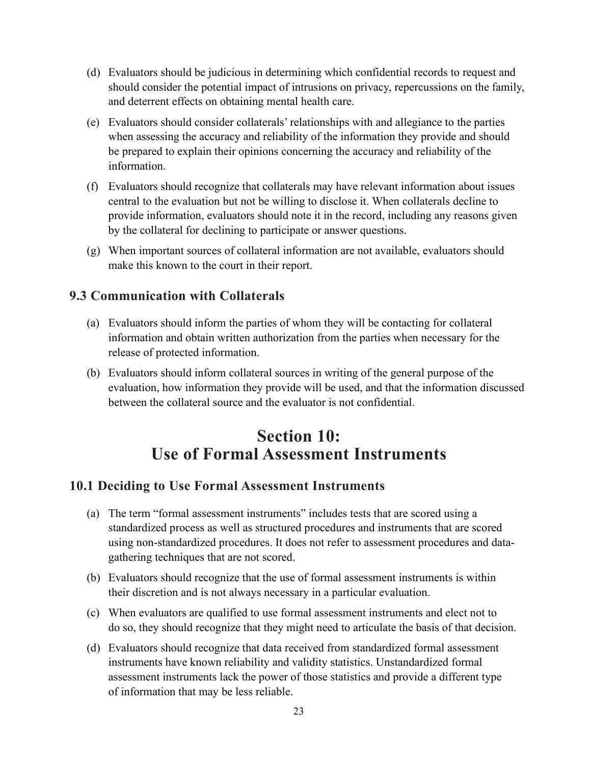(d) Evaluators should be judicious in determining which confidential records to request and should consider the potential impact of intrusions on privacy, repercussions on the family, and deterrent effects on obtaining mental health care.

(e) Evaluators should consider collaterals' relationships with and allegiance to the parties when assessing the accuracy and reliability of the information they provide and should be prepared to explain their opinions concerning the accuracy and reliability of the information.

(f) Evaluators should recognize that collaterals may have relevant information about issues central to the evaluation but not be willing to disclose it. When collaterals decline to provide information, evaluators should note it in the record, including any reasons given by the collateral for declining to participate or answer questions.

(g) When important sources of collateral information are not available, evaluators should make this known to the court in their report.

### 9.3 Communication with Collaterals

(a) Evaluators should inform the parties of whom they will be contacting for collateral information and obtain written authorization from the parties when necessary for the release of protected information.

(b) Evaluators should inform collateral sources in writing of the general purpose of the evaluation, how information they provide will be used, and that the information discussed between the collateral source and the evaluator is not confidential.

## Section 10: Use of Formal Assessment Instruments

### 10.1 Deciding to Use Formal Assessment Instruments

(a) The term "formal assessment instruments" includes tests that are scored using a standardized process as well as structured procedures and instruments that are scored using non-standardized procedures. It does not refer to assessment procedures and data-gathering techniques that are not scored.

(b) Evaluators should recognize that the use of formal assessment instruments is within their discretion and is not always necessary in a particular evaluation.

(c) When evaluators are qualified to use formal assessment instruments and elect not to do so, they should recognize that they might need to articulate the basis of that decision.

(d) Evaluators should recognize that data received from standardized formal assessment instruments have known reliability and validity statistics. Unstandardized formal assessment instruments lack the power of those statistics and provide a different type of information that may be less reliable.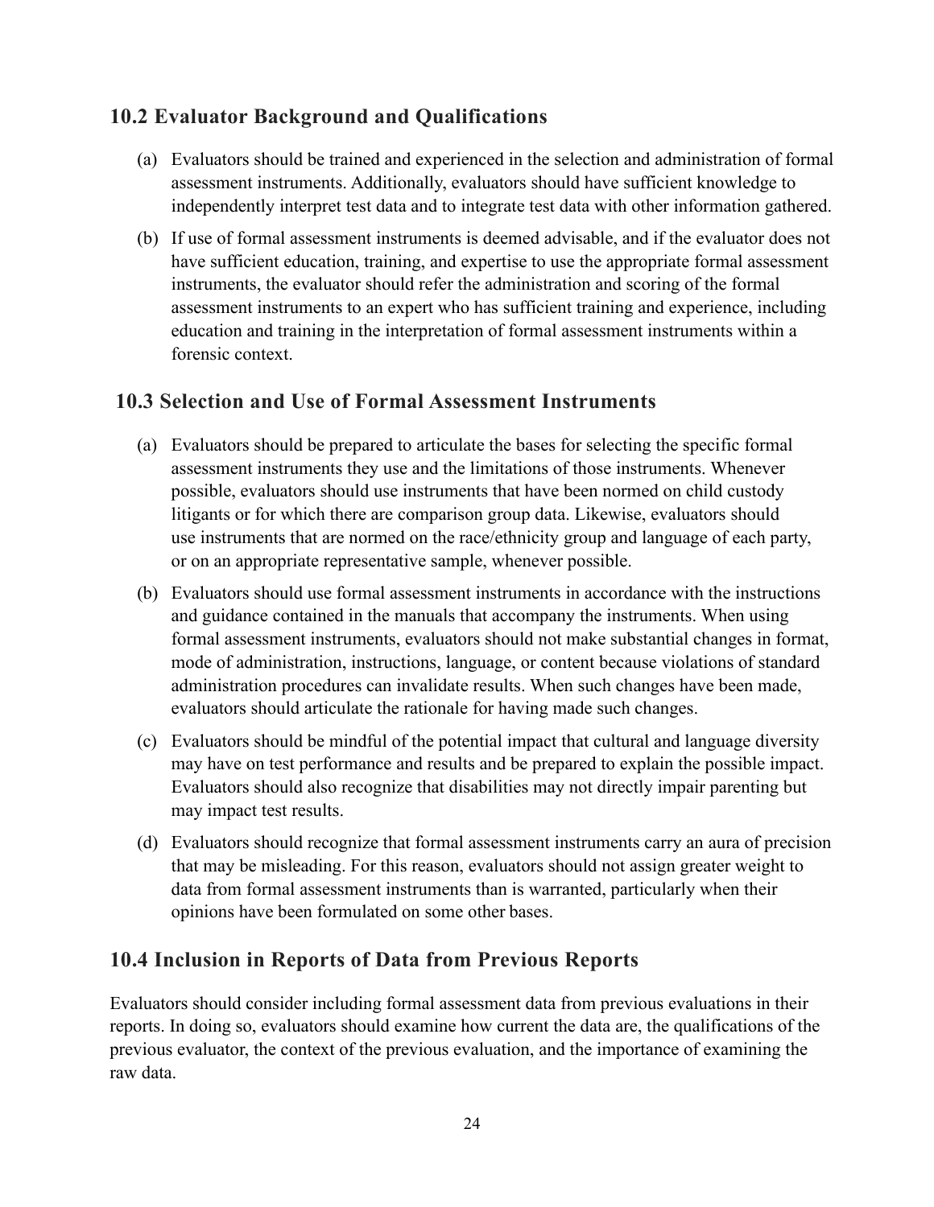## 10.2 Evaluator Background and Qualifications

(a) Evaluators should be trained and experienced in the selection and administration of formal assessment instruments. Additionally, evaluators should have sufficient knowledge to independently interpret test data and to integrate test data with other information gathered.

(b) If use of formal assessment instruments is deemed advisable, and if the evaluator does not have sufficient education, training, and expertise to use the appropriate formal assessment instruments, the evaluator should refer the administration and scoring of the formal assessment instruments to an expert who has sufficient training and experience, including education and training in the interpretation of formal assessment instruments within a forensic context.

## 10.3 Selection and Use of Formal Assessment Instruments

(a) Evaluators should be prepared to articulate the bases for selecting the specific formal assessment instruments they use and the limitations of those instruments. Whenever possible, evaluators should use instruments that have been normed on child custody litigants or for which there are comparison group data. Likewise, evaluators should use instruments that are normed on the race/ethnicity group and language of each party, or on an appropriate representative sample, whenever possible.

(b) Evaluators should use formal assessment instruments in accordance with the instructions and guidance contained in the manuals that accompany the instruments. When using formal assessment instruments, evaluators should not make substantial changes in format, mode of administration, instructions, language, or content because violations of standard administration procedures can invalidate results. When such changes have been made, evaluators should articulate the rationale for having made such changes.

(c) Evaluators should be mindful of the potential impact that cultural and language diversity may have on test performance and results and be prepared to explain the possible impact. Evaluators should also recognize that disabilities may not directly impair parenting but may impact test results.

(d) Evaluators should recognize that formal assessment instruments carry an aura of precision that may be misleading. For this reason, evaluators should not assign greater weight to data from formal assessment instruments than is warranted, particularly when their opinions have been formulated on some other bases.

## 10.4 Inclusion in Reports of Data from Previous Reports

Evaluators should consider including formal assessment data from previous evaluations in their reports. In doing so, evaluators should examine how current the data are, the qualifications of the previous evaluator, the context of the previous evaluation, and the importance of examining the raw data.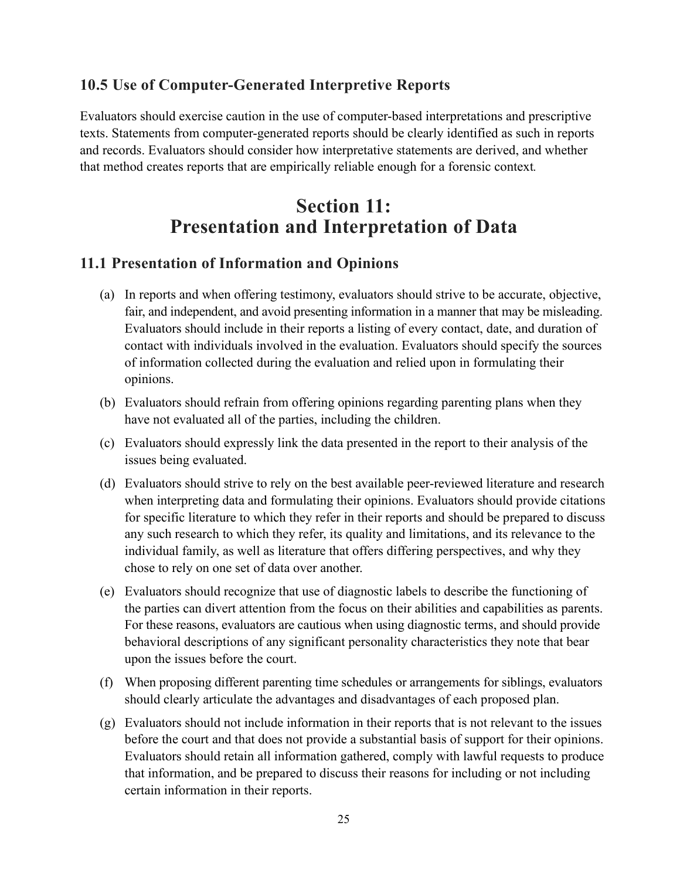### 10.5 Use of Computer-Generated Interpretive Reports

Evaluators should exercise caution in the use of computer-based interpretations and prescriptive texts. Statements from computer-generated reports should be clearly identified as such in reports and records. Evaluators should consider how interpretative statements are derived, and whether that method creates reports that are empirically reliable enough for a forensic context.

## Section 11: Presentation and Interpretation of Data

### 11.1 Presentation of Information and Opinions

(a) In reports and when offering testimony, evaluators should strive to be accurate, objective, fair, and independent, and avoid presenting information in a manner that may be misleading. Evaluators should include in their reports a listing of every contact, date, and duration of contact with individuals involved in the evaluation. Evaluators should specify the sources of information collected during the evaluation and relied upon in formulating their opinions.

(b) Evaluators should refrain from offering opinions regarding parenting plans when they have not evaluated all of the parties, including the children.

(c) Evaluators should expressly link the data presented in the report to their analysis of the issues being evaluated.

(d) Evaluators should strive to rely on the best available peer-reviewed literature and research when interpreting data and formulating their opinions. Evaluators should provide citations for specific literature to which they refer in their reports and should be prepared to discuss any such research to which they refer, its quality and limitations, and its relevance to the individual family, as well as literature that offers differing perspectives, and why they chose to rely on one set of data over another.

(e) Evaluators should recognize that use of diagnostic labels to describe the functioning of the parties can divert attention from the focus on their abilities and capabilities as parents. For these reasons, evaluators are cautious when using diagnostic terms, and should provide behavioral descriptions of any significant personality characteristics they note that bear upon the issues before the court.

(f) When proposing different parenting time schedules or arrangements for siblings, evaluators should clearly articulate the advantages and disadvantages of each proposed plan.

(g) Evaluators should not include information in their reports that is not relevant to the issues before the court and that does not provide a substantial basis of support for their opinions. Evaluators should retain all information gathered, comply with lawful requests to produce that information, and be prepared to discuss their reasons for including or not including certain information in their reports.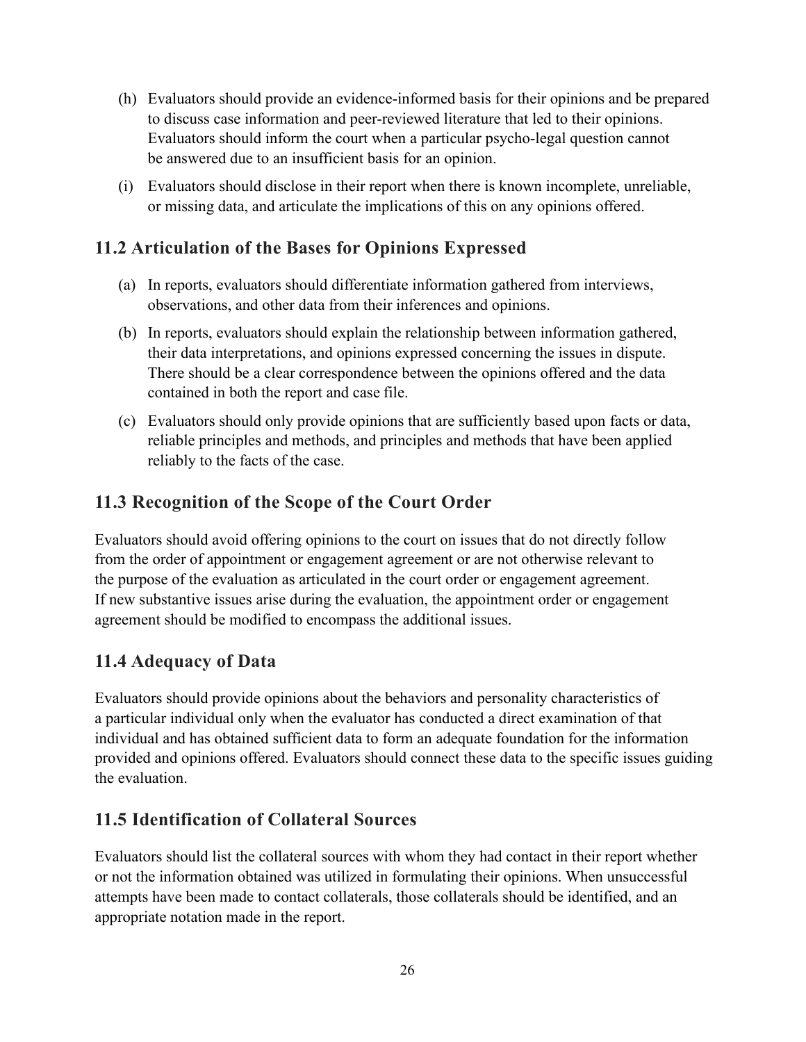(h) Evaluators should provide an evidence-informed basis for their opinions and be prepared to discuss case information and peer-reviewed literature that led to their opinions. Evaluators should inform the court when a particular psycho-legal question cannot be answered due to an insufficient basis for an opinion.

(i) Evaluators should disclose in their report when there is known incomplete, unreliable, or missing data, and articulate the implications of this on any opinions offered.

## 11.2 Articulation of the Bases for Opinions Expressed

(a) In reports, evaluators should differentiate information gathered from interviews, observations, and other data from their inferences and opinions.

(b) In reports, evaluators should explain the relationship between information gathered, their data interpretations, and opinions expressed concerning the issues in dispute. There should be a clear correspondence between the opinions offered and the data contained in both the report and case file.

(c) Evaluators should only provide opinions that are sufficiently based upon facts or data, reliable principles and methods, and principles and methods that have been applied reliably to the facts of the case.

## 11.3 Recognition of the Scope of the Court Order

Evaluators should avoid offering opinions to the court on issues that do not directly follow from the order of appointment or engagement agreement or are not otherwise relevant to the purpose of the evaluation as articulated in the court order or engagement agreement. If new substantive issues arise during the evaluation, the appointment order or engagement agreement should be modified to encompass the additional issues.

## 11.4 Adequacy of Data

Evaluators should provide opinions about the behaviors and personality characteristics of a particular individual only when the evaluator has conducted a direct examination of that individual and has obtained sufficient data to form an adequate foundation for the information provided and opinions offered. Evaluators should connect these data to the specific issues guiding the evaluation.

## 11.5 Identification of Collateral Sources

Evaluators should list the collateral sources with whom they had contact in their report whether or not the information obtained was utilized in formulating their opinions. When unsuccessful attempts have been made to contact collaterals, those collaterals should be identified, and an appropriate notation made in the report.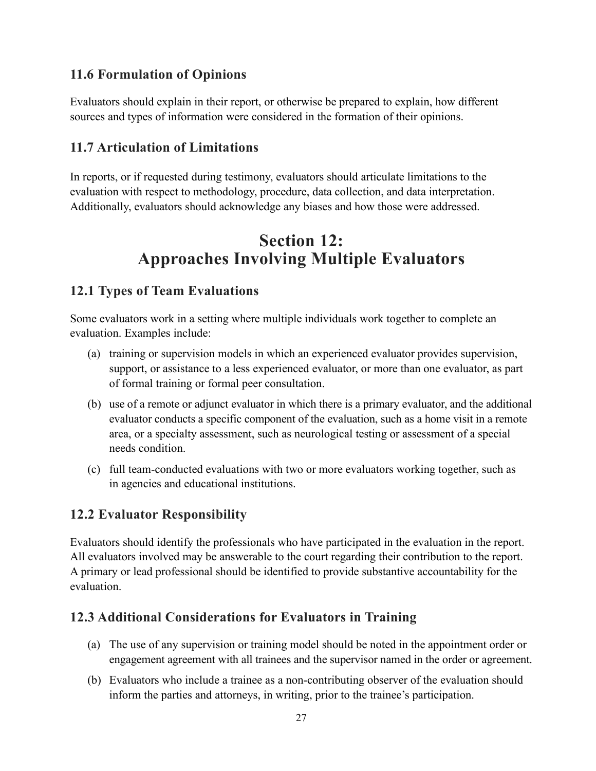### 11.6 Formulation of Opinions

Evaluators should explain in their report, or otherwise be prepared to explain, how different sources and types of information were considered in the formation of their opinions.

### 11.7 Articulation of Limitations

In reports, or if requested during testimony, evaluators should articulate limitations to the evaluation with respect to methodology, procedure, data collection, and data interpretation. Additionally, evaluators should acknowledge any biases and how those were addressed.

## Section 12: Approaches Involving Multiple Evaluators

### 12.1 Types of Team Evaluations

Some evaluators work in a setting where multiple individuals work together to complete an evaluation. Examples include:

(a) training or supervision models in which an experienced evaluator provides supervision, support, or assistance to a less experienced evaluator, or more than one evaluator, as part of formal training or formal peer consultation.

(b) use of a remote or adjunct evaluator in which there is a primary evaluator, and the additional evaluator conducts a specific component of the evaluation, such as a home visit in a remote area, or a specialty assessment, such as neurological testing or assessment of a special needs condition.

(c) full team-conducted evaluations with two or more evaluators working together, such as in agencies and educational institutions.

### 12.2 Evaluator Responsibility

Evaluators should identify the professionals who have participated in the evaluation in the report. All evaluators involved may be answerable to the court regarding their contribution to the report. A primary or lead professional should be identified to provide substantive accountability for the evaluation.

### 12.3 Additional Considerations for Evaluators in Training

(a) The use of any supervision or training model should be noted in the appointment order or engagement agreement with all trainees and the supervisor named in the order or agreement.

(b) Evaluators who include a trainee as a non-contributing observer of the evaluation should inform the parties and attorneys, in writing, prior to the trainee's participation.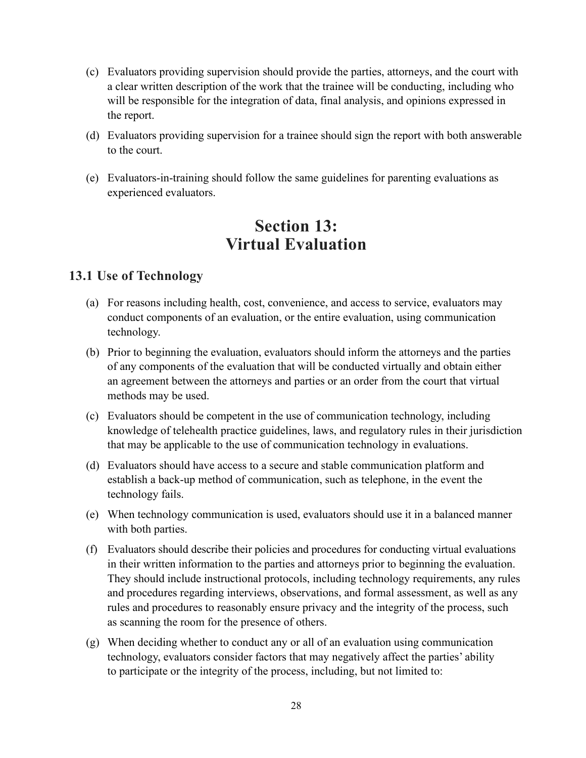(c) Evaluators providing supervision should provide the parties, attorneys, and the court with a clear written description of the work that the trainee will be conducting, including who will be responsible for the integration of data, final analysis, and opinions expressed in the report.

(d) Evaluators providing supervision for a trainee should sign the report with both answerable to the court.

(e) Evaluators-in-training should follow the same guidelines for parenting evaluations as experienced evaluators.

# Section 13: Virtual Evaluation

## 13.1 Use of Technology

(a) For reasons including health, cost, convenience, and access to service, evaluators may conduct components of an evaluation, or the entire evaluation, using communication technology.

(b) Prior to beginning the evaluation, evaluators should inform the attorneys and the parties of any components of the evaluation that will be conducted virtually and obtain either an agreement between the attorneys and parties or an order from the court that virtual methods may be used.

(c) Evaluators should be competent in the use of communication technology, including knowledge of telehealth practice guidelines, laws, and regulatory rules in their jurisdiction that may be applicable to the use of communication technology in evaluations.

(d) Evaluators should have access to a secure and stable communication platform and establish a back-up method of communication, such as telephone, in the event the technology fails.

(e) When technology communication is used, evaluators should use it in a balanced manner with both parties.

(f) Evaluators should describe their policies and procedures for conducting virtual evaluations in their written information to the parties and attorneys prior to beginning the evaluation. They should include instructional protocols, including technology requirements, any rules and procedures regarding interviews, observations, and formal assessment, as well as any rules and procedures to reasonably ensure privacy and the integrity of the process, such as scanning the room for the presence of others.

(g) When deciding whether to conduct any or all of an evaluation using communication technology, evaluators consider factors that may negatively affect the parties' ability to participate or the integrity of the process, including, but not limited to: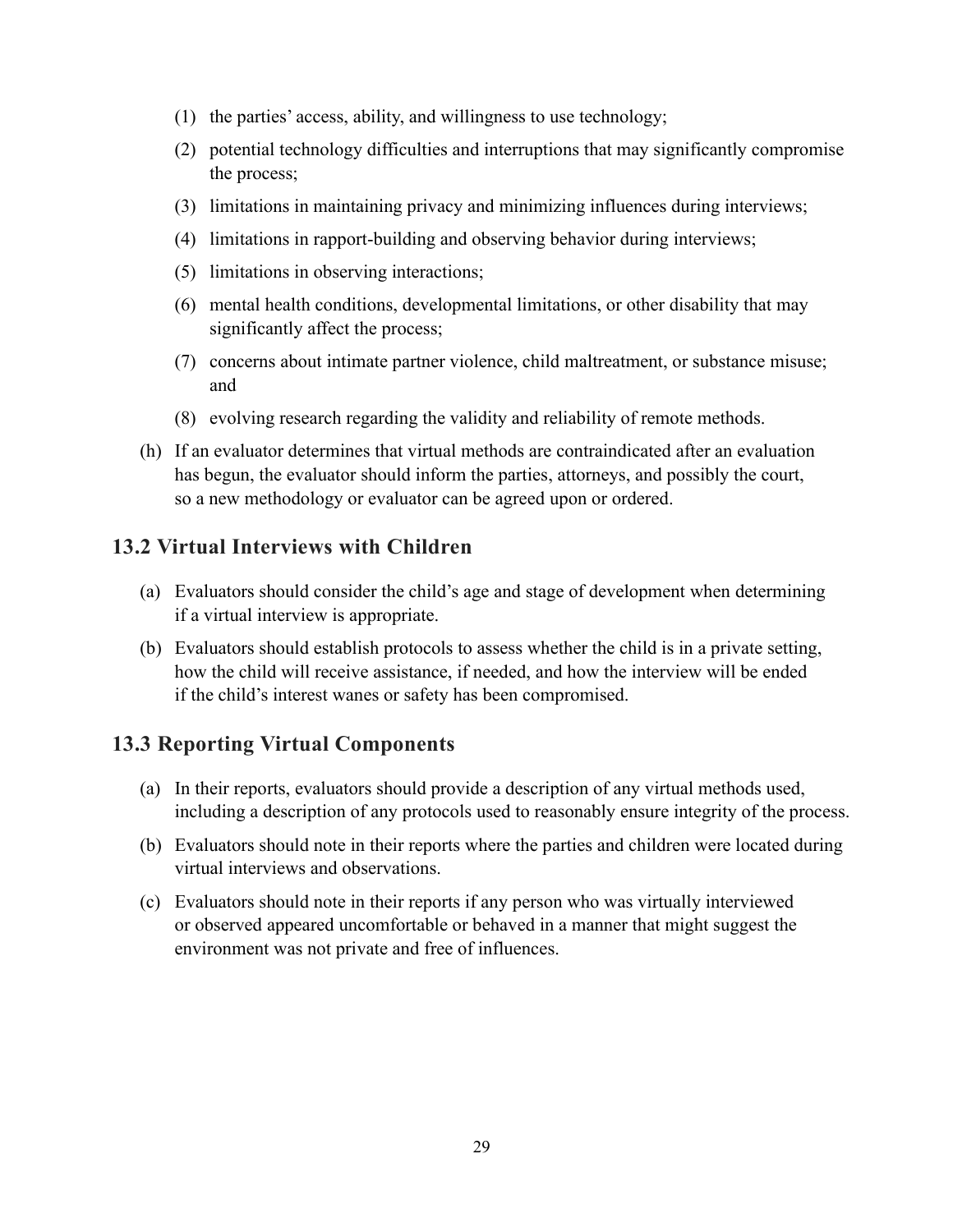(1) the parties' access, ability, and willingness to use technology;

(2) potential technology difficulties and interruptions that may significantly compromise the process;

(3) limitations in maintaining privacy and minimizing influences during interviews;

(4) limitations in rapport-building and observing behavior during interviews;

(5) limitations in observing interactions;

(6) mental health conditions, developmental limitations, or other disability that may significantly affect the process;

(7) concerns about intimate partner violence, child maltreatment, or substance misuse; and

(8) evolving research regarding the validity and reliability of remote methods.

(h) If an evaluator determines that virtual methods are contraindicated after an evaluation has begun, the evaluator should inform the parties, attorneys, and possibly the court, so a new methodology or evaluator can be agreed upon or ordered.

## 13.2 Virtual Interviews with Children

(a) Evaluators should consider the child's age and stage of development when determining if a virtual interview is appropriate.

(b) Evaluators should establish protocols to assess whether the child is in a private setting, how the child will receive assistance, if needed, and how the interview will be ended if the child's interest wanes or safety has been compromised.

## 13.3 Reporting Virtual Components

(a) In their reports, evaluators should provide a description of any virtual methods used, including a description of any protocols used to reasonably ensure integrity of the process.

(b) Evaluators should note in their reports where the parties and children were located during virtual interviews and observations.

(c) Evaluators should note in their reports if any person who was virtually interviewed or observed appeared uncomfortable or behaved in a manner that might suggest the environment was not private and free of influences.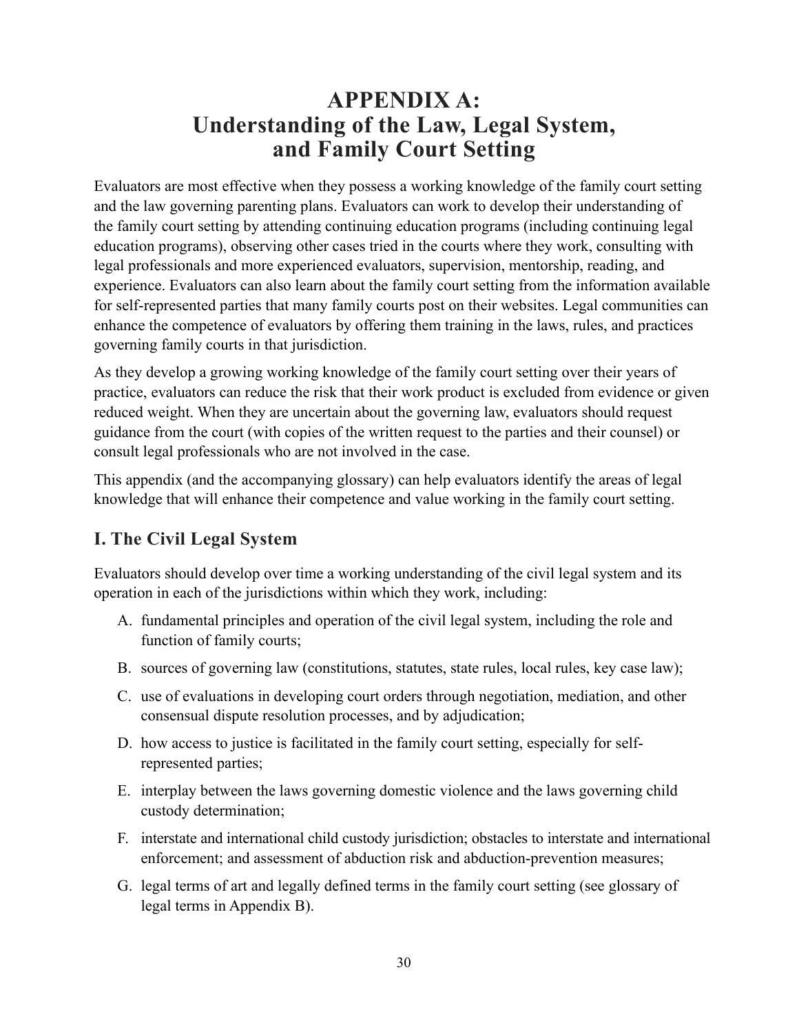# APPENDIX A: Understanding of the Law, Legal System, and Family Court Setting

Evaluators are most effective when they possess a working knowledge of the family court setting and the law governing parenting plans. Evaluators can work to develop their understanding of the family court setting by attending continuing education programs (including continuing legal education programs), observing other cases tried in the courts where they work, consulting with legal professionals and more experienced evaluators, supervision, mentorship, reading, and experience. Evaluators can also learn about the family court setting from the information available for self-represented parties that many family courts post on their websites. Legal communities can enhance the competence of evaluators by offering them training in the laws, rules, and practices governing family courts in that jurisdiction.

As they develop a growing working knowledge of the family court setting over their years of practice, evaluators can reduce the risk that their work product is excluded from evidence or given reduced weight. When they are uncertain about the governing law, evaluators should request guidance from the court (with copies of the written request to the parties and their counsel) or consult legal professionals who are not involved in the case.

This appendix (and the accompanying glossary) can help evaluators identify the areas of legal knowledge that will enhance their competence and value working in the family court setting.

## I. The Civil Legal System

Evaluators should develop over time a working understanding of the civil legal system and its operation in each of the jurisdictions within which they work, including:

A. fundamental principles and operation of the civil legal system, including the role and function of family courts;

B. sources of governing law (constitutions, statutes, state rules, local rules, key case law);

C. use of evaluations in developing court orders through negotiation, mediation, and other consensual dispute resolution processes, and by adjudication;

D. how access to justice is facilitated in the family court setting, especially for self-represented parties;

E. interplay between the laws governing domestic violence and the laws governing child custody determination;

F. interstate and international child custody jurisdiction; obstacles to interstate and international enforcement; and assessment of abduction risk and abduction-prevention measures;

G. legal terms of art and legally defined terms in the family court setting (see glossary of legal terms in Appendix B).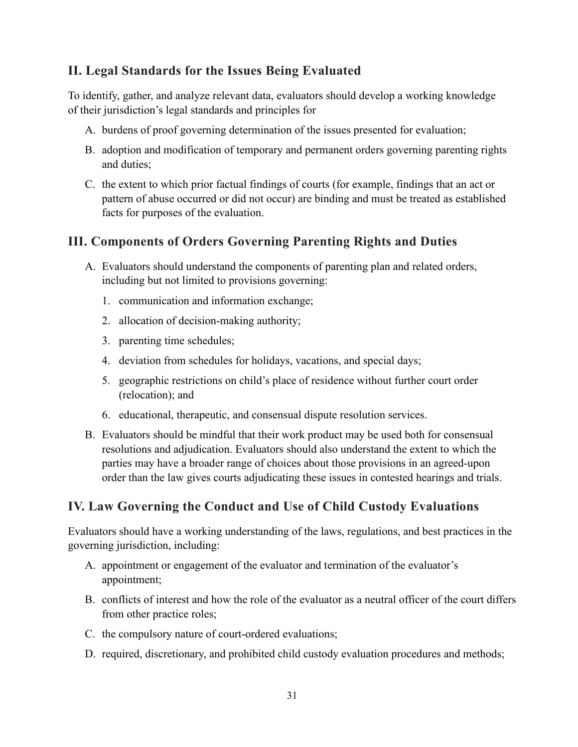## II. Legal Standards for the Issues Being Evaluated

To identify, gather, and analyze relevant data, evaluators should develop a working knowledge of their jurisdiction's legal standards and principles for

A. burdens of proof governing determination of the issues presented for evaluation;

B. adoption and modification of temporary and permanent orders governing parenting rights and duties;

C. the extent to which prior factual findings of courts (for example, findings that an act or pattern of abuse occurred or did not occur) are binding and must be treated as established facts for purposes of the evaluation.

## III. Components of Orders Governing Parenting Rights and Duties

A. Evaluators should understand the components of parenting plan and related orders, including but not limited to provisions governing:

   1. communication and information exchange;
   2. allocation of decision-making authority;
   3. parenting time schedules;
   4. deviation from schedules for holidays, vacations, and special days;
   5. geographic restrictions on child's place of residence without further court order (relocation); and
   6. educational, therapeutic, and consensual dispute resolution services.

B. Evaluators should be mindful that their work product may be used both for consensual resolutions and adjudication. Evaluators should also understand the extent to which the parties may have a broader range of choices about those provisions in an agreed-upon order than the law gives courts adjudicating these issues in contested hearings and trials.

## IV. Law Governing the Conduct and Use of Child Custody Evaluations

Evaluators should have a working understanding of the laws, regulations, and best practices in the governing jurisdiction, including:

A. appointment or engagement of the evaluator and termination of the evaluator's appointment;

B. conflicts of interest and how the role of the evaluator as a neutral officer of the court differs from other practice roles;

C. the compulsory nature of court-ordered evaluations;

D. required, discretionary, and prohibited child custody evaluation procedures and methods;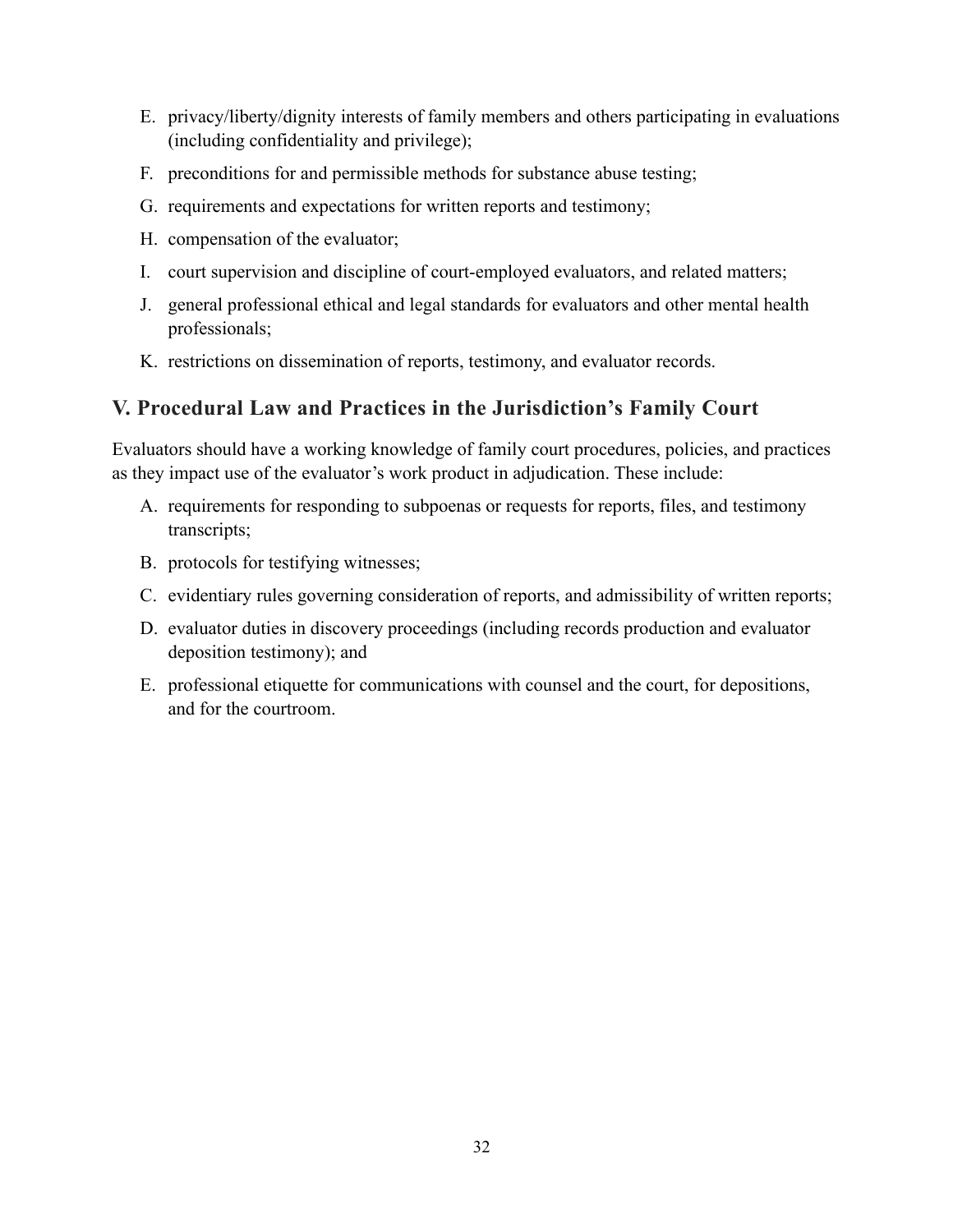E. privacy/liberty/dignity interests of family members and others participating in evaluations (including confidentiality and privilege);
F. preconditions for and permissible methods for substance abuse testing;
G. requirements and expectations for written reports and testimony;
H. compensation of the evaluator;
I. court supervision and discipline of court-employed evaluators, and related matters;
J. general professional ethical and legal standards for evaluators and other mental health professionals;
K. restrictions on dissemination of reports, testimony, and evaluator records.

## V. Procedural Law and Practices in the Jurisdiction's Family Court

Evaluators should have a working knowledge of family court procedures, policies, and practices as they impact use of the evaluator's work product in adjudication. These include:

A. requirements for responding to subpoenas or requests for reports, files, and testimony transcripts;
B. protocols for testifying witnesses;
C. evidentiary rules governing consideration of reports, and admissibility of written reports;
D. evaluator duties in discovery proceedings (including records production and evaluator deposition testimony); and
E. professional etiquette for communications with counsel and the court, for depositions, and for the courtroom.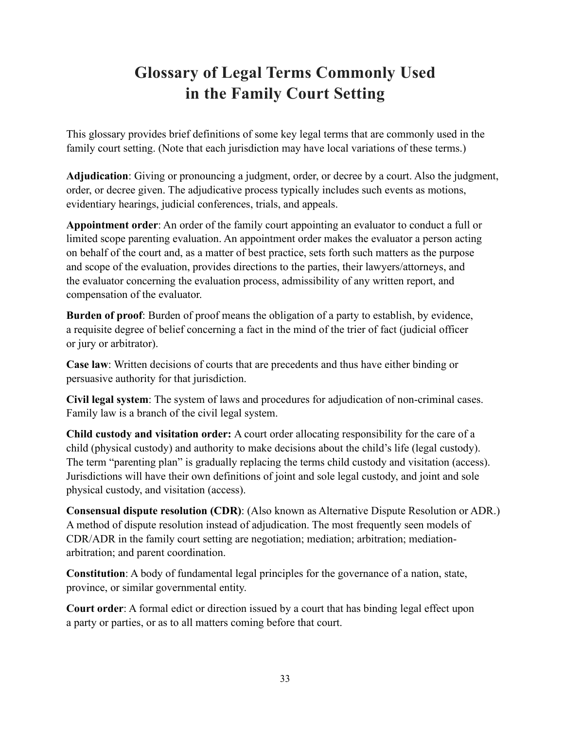# Glossary of Legal Terms Commonly Used in the Family Court Setting

This glossary provides brief definitions of some key legal terms that are commonly used in the family court setting. (Note that each jurisdiction may have local variations of these terms.)

**Adjudication**: Giving or pronouncing a judgment, order, or decree by a court. Also the judgment, order, or decree given. The adjudicative process typically includes such events as motions, evidentiary hearings, judicial conferences, trials, and appeals.

**Appointment order**: An order of the family court appointing an evaluator to conduct a full or limited scope parenting evaluation. An appointment order makes the evaluator a person acting on behalf of the court and, as a matter of best practice, sets forth such matters as the purpose and scope of the evaluation, provides directions to the parties, their lawyers/attorneys, and the evaluator concerning the evaluation process, admissibility of any written report, and compensation of the evaluator.

**Burden of proof**: Burden of proof means the obligation of a party to establish, by evidence, a requisite degree of belief concerning a fact in the mind of the trier of fact (judicial officer or jury or arbitrator).

**Case law**: Written decisions of courts that are precedents and thus have either binding or persuasive authority for that jurisdiction.

**Civil legal system**: The system of laws and procedures for adjudication of non-criminal cases. Family law is a branch of the civil legal system.

**Child custody and visitation order:** A court order allocating responsibility for the care of a child (physical custody) and authority to make decisions about the child's life (legal custody). The term "parenting plan" is gradually replacing the terms child custody and visitation (access). Jurisdictions will have their own definitions of joint and sole legal custody, and joint and sole physical custody, and visitation (access).

**Consensual dispute resolution (CDR)**: (Also known as Alternative Dispute Resolution or ADR.) A method of dispute resolution instead of adjudication. The most frequently seen models of CDR/ADR in the family court setting are negotiation; mediation; arbitration; mediation-arbitration; and parent coordination.

**Constitution**: A body of fundamental legal principles for the governance of a nation, state, province, or similar governmental entity.

**Court order**: A formal edict or direction issued by a court that has binding legal effect upon a party or parties, or as to all matters coming before that court.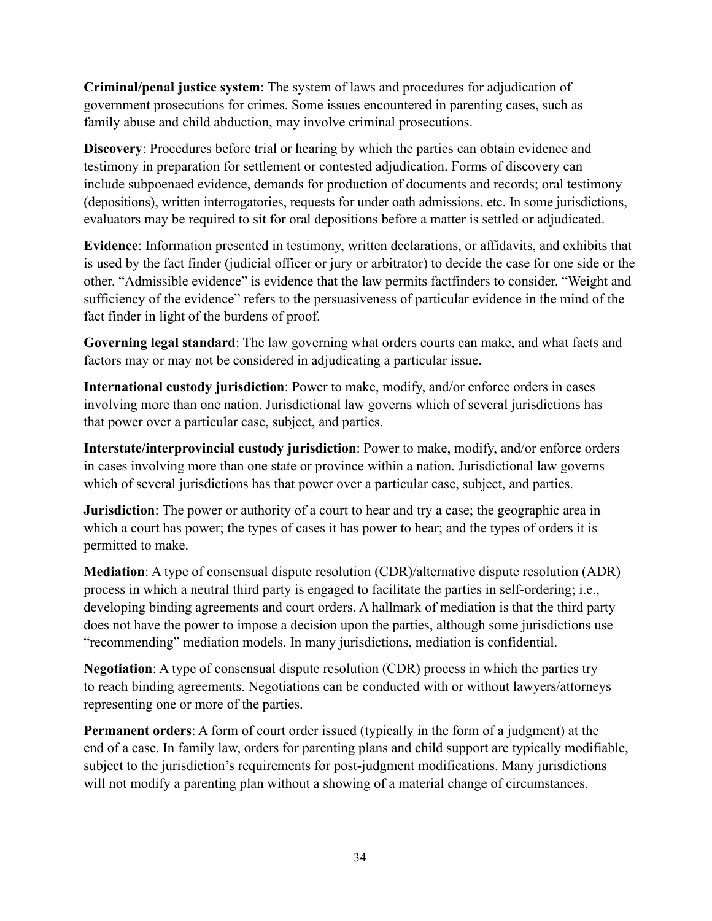**Criminal/penal justice system**: The system of laws and procedures for adjudication of government prosecutions for crimes. Some issues encountered in parenting cases, such as family abuse and child abduction, may involve criminal prosecutions.

**Discovery**: Procedures before trial or hearing by which the parties can obtain evidence and testimony in preparation for settlement or contested adjudication. Forms of discovery can include subpoenaed evidence, demands for production of documents and records; oral testimony (depositions), written interrogatories, requests for under oath admissions, etc. In some jurisdictions, evaluators may be required to sit for oral depositions before a matter is settled or adjudicated.

**Evidence**: Information presented in testimony, written declarations, or affidavits, and exhibits that is used by the fact finder (judicial officer or jury or arbitrator) to decide the case for one side or the other. "Admissible evidence" is evidence that the law permits factfinders to consider. "Weight and sufficiency of the evidence" refers to the persuasiveness of particular evidence in the mind of the fact finder in light of the burdens of proof.

**Governing legal standard**: The law governing what orders courts can make, and what facts and factors may or may not be considered in adjudicating a particular issue.

**International custody jurisdiction**: Power to make, modify, and/or enforce orders in cases involving more than one nation. Jurisdictional law governs which of several jurisdictions has that power over a particular case, subject, and parties.

**Interstate/interprovincial custody jurisdiction**: Power to make, modify, and/or enforce orders in cases involving more than one state or province within a nation. Jurisdictional law governs which of several jurisdictions has that power over a particular case, subject, and parties.

**Jurisdiction**: The power or authority of a court to hear and try a case; the geographic area in which a court has power; the types of cases it has power to hear; and the types of orders it is permitted to make.

**Mediation**: A type of consensual dispute resolution (CDR)/alternative dispute resolution (ADR) process in which a neutral third party is engaged to facilitate the parties in self-ordering; i.e., developing binding agreements and court orders. A hallmark of mediation is that the third party does not have the power to impose a decision upon the parties, although some jurisdictions use "recommending" mediation models. In many jurisdictions, mediation is confidential.

**Negotiation**: A type of consensual dispute resolution (CDR) process in which the parties try to reach binding agreements. Negotiations can be conducted with or without lawyers/attorneys representing one or more of the parties.

**Permanent orders**: A form of court order issued (typically in the form of a judgment) at the end of a case. In family law, orders for parenting plans and child support are typically modifiable, subject to the jurisdiction's requirements for post-judgment modifications. Many jurisdictions will not modify a parenting plan without a showing of a material change of circumstances.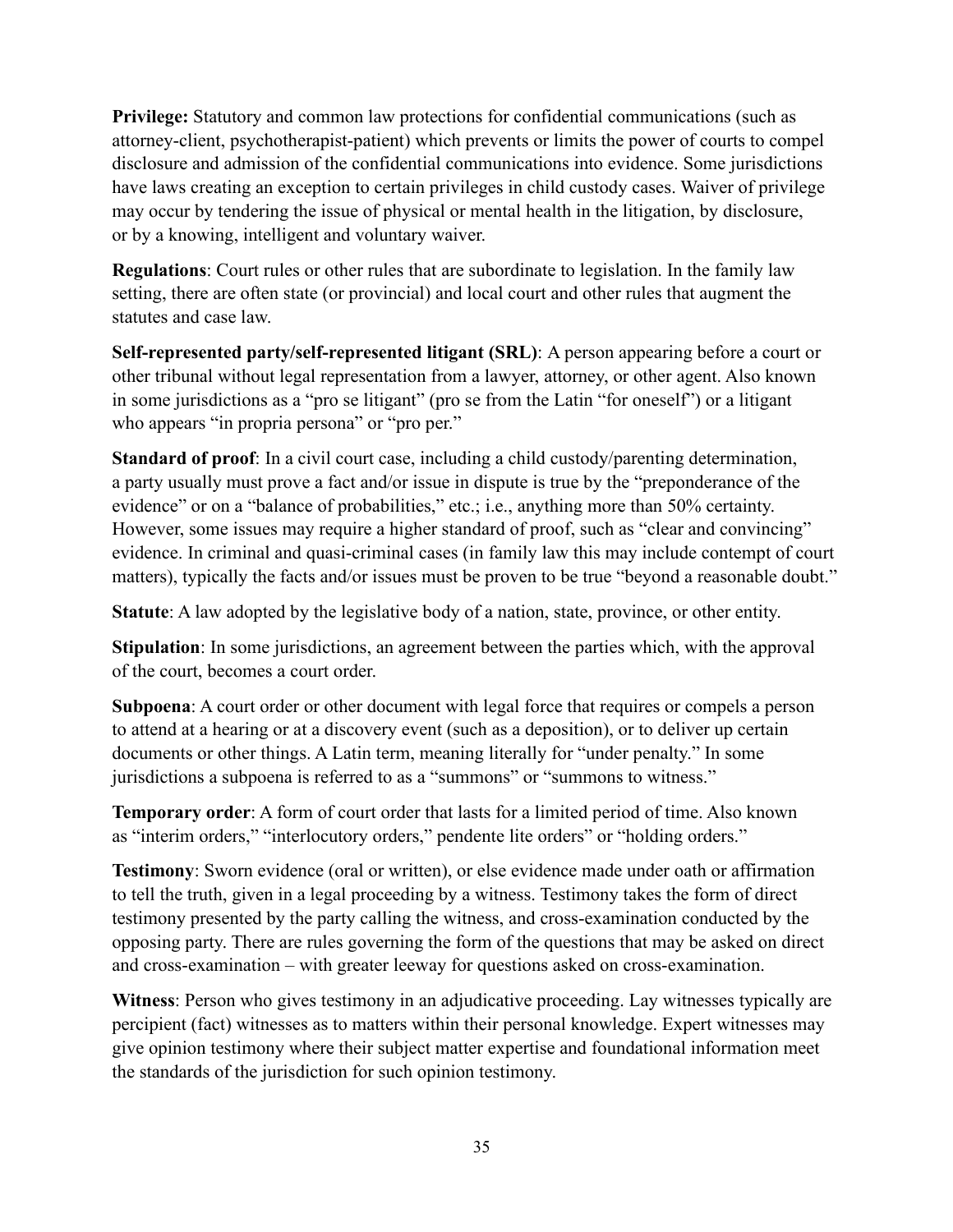**Privilege:** Statutory and common law protections for confidential communications (such as attorney-client, psychotherapist-patient) which prevents or limits the power of courts to compel disclosure and admission of the confidential communications into evidence. Some jurisdictions have laws creating an exception to certain privileges in child custody cases. Waiver of privilege may occur by tendering the issue of physical or mental health in the litigation, by disclosure, or by a knowing, intelligent and voluntary waiver.

**Regulations**: Court rules or other rules that are subordinate to legislation. In the family law setting, there are often state (or provincial) and local court and other rules that augment the statutes and case law.

**Self-represented party/self-represented litigant (SRL)**: A person appearing before a court or other tribunal without legal representation from a lawyer, attorney, or other agent. Also known in some jurisdictions as a "pro se litigant" (pro se from the Latin "for oneself") or a litigant who appears "in propria persona" or "pro per."

**Standard of proof**: In a civil court case, including a child custody/parenting determination, a party usually must prove a fact and/or issue in dispute is true by the "preponderance of the evidence" or on a "balance of probabilities," etc.; i.e., anything more than 50% certainty. However, some issues may require a higher standard of proof, such as "clear and convincing" evidence. In criminal and quasi-criminal cases (in family law this may include contempt of court matters), typically the facts and/or issues must be proven to be true "beyond a reasonable doubt."

**Statute**: A law adopted by the legislative body of a nation, state, province, or other entity.

**Stipulation**: In some jurisdictions, an agreement between the parties which, with the approval of the court, becomes a court order.

**Subpoena**: A court order or other document with legal force that requires or compels a person to attend at a hearing or at a discovery event (such as a deposition), or to deliver up certain documents or other things. A Latin term, meaning literally for "under penalty." In some jurisdictions a subpoena is referred to as a "summons" or "summons to witness."

**Temporary order**: A form of court order that lasts for a limited period of time. Also known as "interim orders," "interlocutory orders," pendente lite orders" or "holding orders."

**Testimony**: Sworn evidence (oral or written), or else evidence made under oath or affirmation to tell the truth, given in a legal proceeding by a witness. Testimony takes the form of direct testimony presented by the party calling the witness, and cross-examination conducted by the opposing party. There are rules governing the form of the questions that may be asked on direct and cross-examination – with greater leeway for questions asked on cross-examination.

**Witness**: Person who gives testimony in an adjudicative proceeding. Lay witnesses typically are percipient (fact) witnesses as to matters within their personal knowledge. Expert witnesses may give opinion testimony where their subject matter expertise and foundational information meet the standards of the jurisdiction for such opinion testimony.